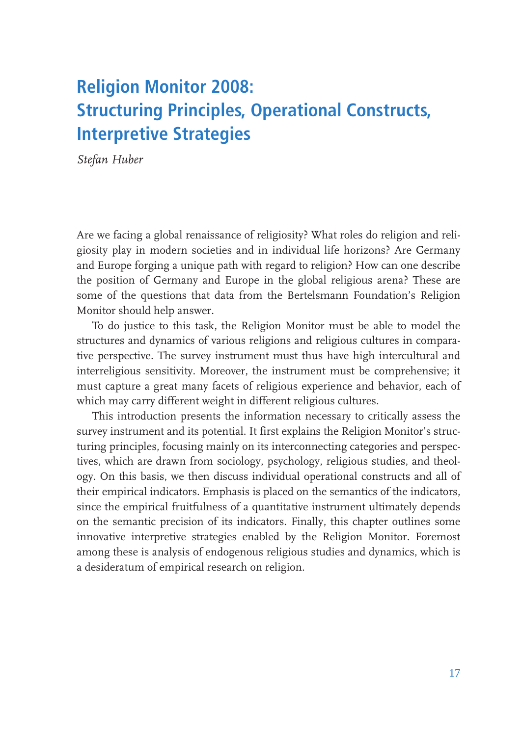# Religion Monitor 2008: Structuring Principles, Operational Constructs, Interpretive Strategies

*Stefan Huber*

Are we facing a global renaissance of religiosity? What roles do religion and religiosity play in modern societies and in individual life horizons? Are Germany and Europe forging a unique path with regard to religion? How can one describe the position of Germany and Europe in the global religious arena? These are some of the questions that data from the Bertelsmann Foundation's Religion Monitor should help answer.

To do justice to this task, the Religion Monitor must be able to model the structures and dynamics of various religions and religious cultures in comparative perspective. The survey instrument must thus have high intercultural and interreligious sensitivity. Moreover, the instrument must be comprehensive; it must capture a great many facets of religious experience and behavior, each of which may carry different weight in different religious cultures.

This introduction presents the information necessary to critically assess the survey instrument and its potential. It first explains the Religion Monitor's structuring principles, focusing mainly on its interconnecting categories and perspectives, which are drawn from sociology, psychology, religious studies, and theology. On this basis, we then discuss individual operational constructs and all of their empirical indicators. Emphasis is placed on the semantics of the indicators, since the empirical fruitfulness of a quantitative instrument ultimately depends on the semantic precision of its indicators. Finally, this chapter outlines some innovative interpretive strategies enabled by the Religion Monitor. Foremost among these is analysis of endogenous religious studies and dynamics, which is a desideratum of empirical research on religion.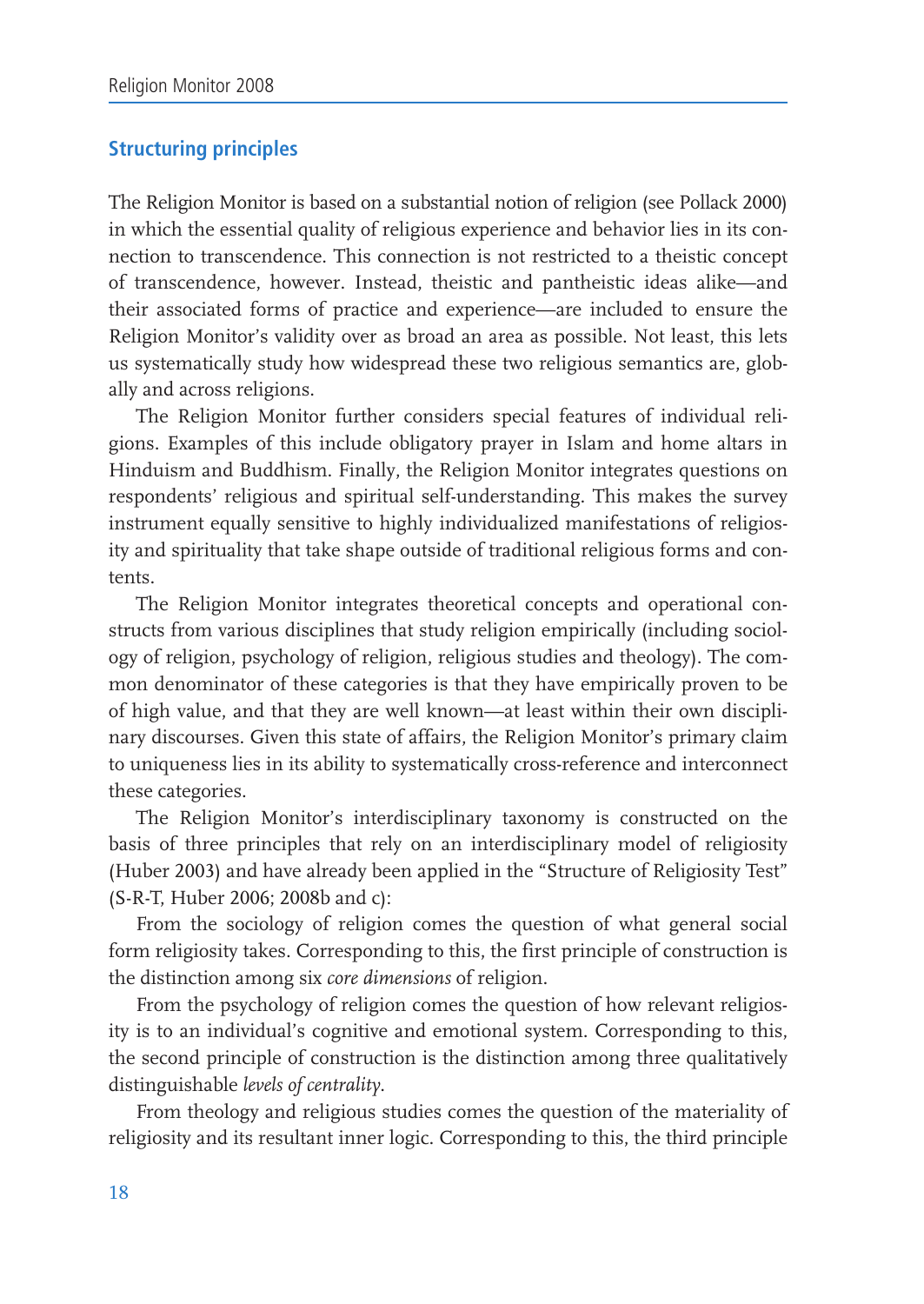## Structuring principles

The Religion Monitor is based on a substantial notion of religion (see Pollack 2000) in which the essential quality of religious experience and behavior lies in its connection to transcendence. This connection is not restricted to a theistic concept of transcendence, however. Instead, theistic and pantheistic ideas alike—and their associated forms of practice and experience—are included to ensure the Religion Monitor's validity over as broad an area as possible. Not least, this lets us systematically study how widespread these two religious semantics are, globally and across religions.

The Religion Monitor further considers special features of individual religions. Examples of this include obligatory prayer in Islam and home altars in Hinduism and Buddhism. Finally, the Religion Monitor integrates questions on respondents' religious and spiritual self-understanding. This makes the survey instrument equally sensitive to highly individualized manifestations of religiosity and spirituality that take shape outside of traditional religious forms and contents.

The Religion Monitor integrates theoretical concepts and operational constructs from various disciplines that study religion empirically (including sociology of religion, psychology of religion, religious studies and theology). The common denominator of these categories is that they have empirically proven to be of high value, and that they are well known—at least within their own disciplinary discourses. Given this state of affairs, the Religion Monitor's primary claim to uniqueness lies in its ability to systematically cross-reference and interconnect these categories.

The Religion Monitor's interdisciplinary taxonomy is constructed on the basis of three principles that rely on an interdisciplinary model of religiosity (Huber 2003) and have already been applied in the "Structure of Religiosity Test" (S-R-T, Huber 2006; 2008b and c):

From the sociology of religion comes the question of what general social form religiosity takes. Corresponding to this, the first principle of construction is the distinction among six *core dimensions* of religion.

From the psychology of religion comes the question of how relevant religiosity is to an individual's cognitive and emotional system. Corresponding to this, the second principle of construction is the distinction among three qualitatively distinguishable *levels of centrality*.

From theology and religious studies comes the question of the materiality of religiosity and its resultant inner logic. Corresponding to this, the third principle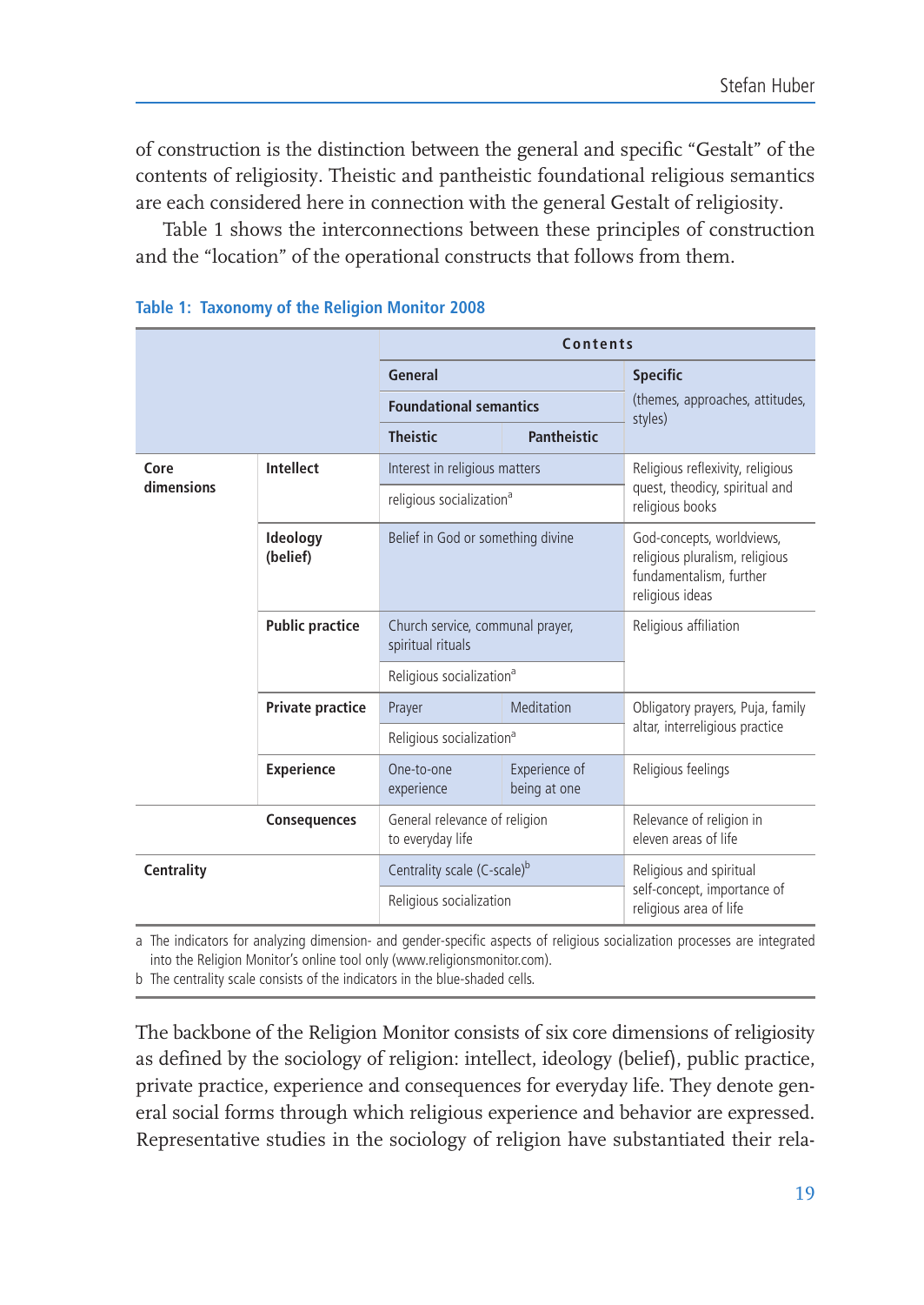of construction is the distinction between the general and specific “Gestalt” of the contents of religiosity. Theistic and pantheistic foundational religious semantics are each considered here in connection with the general Gestalt of religiosity.

Table 1 shows the interconnections between these principles of construction and the “location” of the operational constructs that follows from them.

**Table 1: Taxonomy of the Religion Monitor 2008**

| | | Contents | | |
|---|---|---|---|---|
| | | **General** | | **Specific** |
| | | **Foundational semantics** | | (themes, approaches, attitudes, styles) |
| | | **Theistic** | **Pantheistic** | |
| **Core dimensions** | **Intellect** | Interest in religious matters | | Religious reflexivity, religious quest, theodicy, spiritual and religious books |
| | | religious socialization[a] | | |
| | **Ideology (belief)** | Belief in God or something divine | | God-concepts, worldviews, religious pluralism, religious fundamentalism, further religious ideas |
| | **Public practice** | Church service, communal prayer, spiritual rituals | | Religious affiliation |
| | | Religious socialization[a] | | |
| | **Private practice** | Prayer | Meditation | Obligatory prayers, Puja, family altar, interreligious practice |
| | | Religious socialization[a] | | |
| | **Experience** | One-to-one experience | Experience of being at one | Religious feelings |
| | **Consequences** | General relevance of religion to everyday life | | Relevance of religion in eleven areas of life |
| **Centrality** | | Centrality scale (C-scale)[b] | | Religious and spiritual self-concept, importance of religious area of life |
| | | Religious socialization | | |

a The indicators for analyzing dimension- and gender-specific aspects of religious socialization processes are integrated into the Religion Monitor’s online tool only (www.religionsmonitor.com).
b The centrality scale consists of the indicators in the blue-shaded cells.

The backbone of the Religion Monitor consists of six core dimensions of religiosity as defined by the sociology of religion: intellect, ideology (belief), public practice, private practice, experience and consequences for everyday life. They denote general social forms through which religious experience and behavior are expressed. Representative studies in the sociology of religion have substantiated their rela-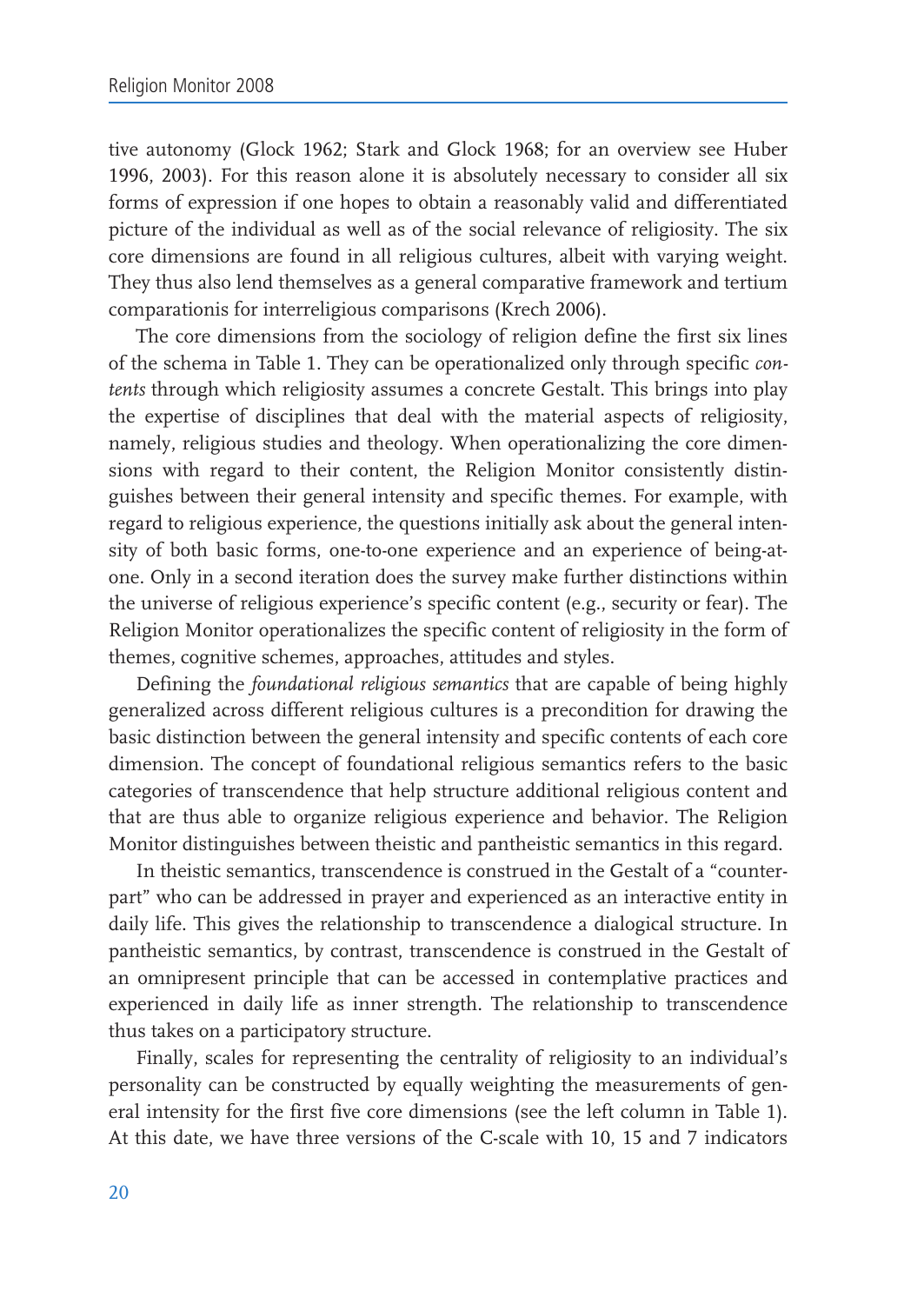tive autonomy (Glock 1962; Stark and Glock 1968; for an overview see Huber 1996, 2003). For this reason alone it is absolutely necessary to consider all six forms of expression if one hopes to obtain a reasonably valid and differentiated picture of the individual as well as of the social relevance of religiosity. The six core dimensions are found in all religious cultures, albeit with varying weight. They thus also lend themselves as a general comparative framework and tertium comparationis for interreligious comparisons (Krech 2006).

The core dimensions from the sociology of religion define the first six lines of the schema in Table 1. They can be operationalized only through specific *contents* through which religiosity assumes a concrete Gestalt. This brings into play the expertise of disciplines that deal with the material aspects of religiosity, namely, religious studies and theology. When operationalizing the core dimensions with regard to their content, the Religion Monitor consistently distinguishes between their general intensity and specific themes. For example, with regard to religious experience, the questions initially ask about the general intensity of both basic forms, one-to-one experience and an experience of being-at-one. Only in a second iteration does the survey make further distinctions within the universe of religious experience's specific content (e.g., security or fear). The Religion Monitor operationalizes the specific content of religiosity in the form of themes, cognitive schemes, approaches, attitudes and styles.

Defining the *foundational religious semantics* that are capable of being highly generalized across different religious cultures is a precondition for drawing the basic distinction between the general intensity and specific contents of each core dimension. The concept of foundational religious semantics refers to the basic categories of transcendence that help structure additional religious content and that are thus able to organize religious experience and behavior. The Religion Monitor distinguishes between theistic and pantheistic semantics in this regard.

In theistic semantics, transcendence is construed in the Gestalt of a "counterpart" who can be addressed in prayer and experienced as an interactive entity in daily life. This gives the relationship to transcendence a dialogical structure. In pantheistic semantics, by contrast, transcendence is construed in the Gestalt of an omnipresent principle that can be accessed in contemplative practices and experienced in daily life as inner strength. The relationship to transcendence thus takes on a participatory structure.

Finally, scales for representing the centrality of religiosity to an individual's personality can be constructed by equally weighting the measurements of general intensity for the first five core dimensions (see the left column in Table 1). At this date, we have three versions of the C-scale with 10, 15 and 7 indicators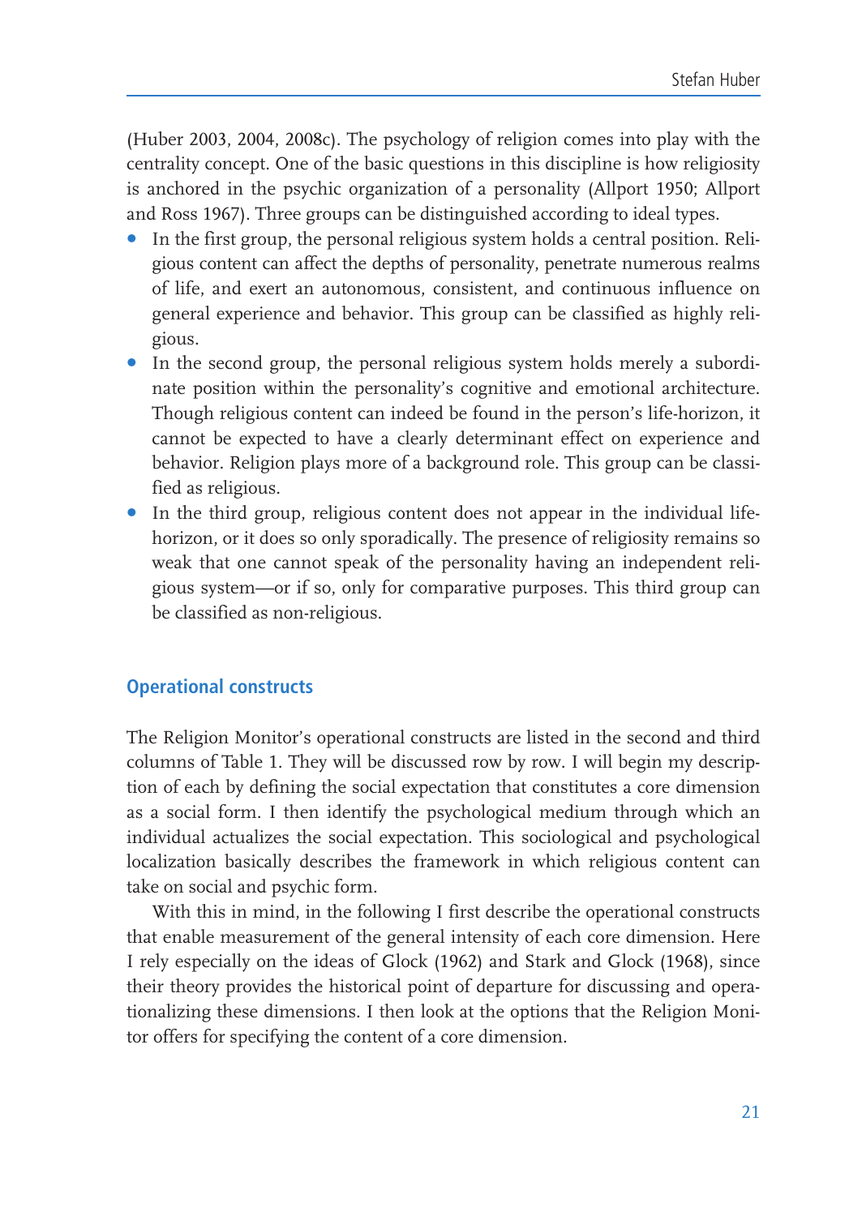(Huber 2003, 2004, 2008c). The psychology of religion comes into play with the centrality concept. One of the basic questions in this discipline is how religiosity is anchored in the psychic organization of a personality (Allport 1950; Allport and Ross 1967). Three groups can be distinguished according to ideal types.

- In the first group, the personal religious system holds a central position. Religious content can affect the depths of personality, penetrate numerous realms of life, and exert an autonomous, consistent, and continuous influence on general experience and behavior. This group can be classified as highly religious.
- In the second group, the personal religious system holds merely a subordinate position within the personality's cognitive and emotional architecture. Though religious content can indeed be found in the person's life-horizon, it cannot be expected to have a clearly determinant effect on experience and behavior. Religion plays more of a background role. This group can be classified as religious.
- In the third group, religious content does not appear in the individual life-horizon, or it does so only sporadically. The presence of religiosity remains so weak that one cannot speak of the personality having an independent religious system—or if so, only for comparative purposes. This third group can be classified as non-religious.

## Operational constructs

The Religion Monitor's operational constructs are listed in the second and third columns of Table 1. They will be discussed row by row. I will begin my description of each by defining the social expectation that constitutes a core dimension as a social form. I then identify the psychological medium through which an individual actualizes the social expectation. This sociological and psychological localization basically describes the framework in which religious content can take on social and psychic form.

With this in mind, in the following I first describe the operational constructs that enable measurement of the general intensity of each core dimension. Here I rely especially on the ideas of Glock (1962) and Stark and Glock (1968), since their theory provides the historical point of departure for discussing and operationalizing these dimensions. I then look at the options that the Religion Monitor offers for specifying the content of a core dimension.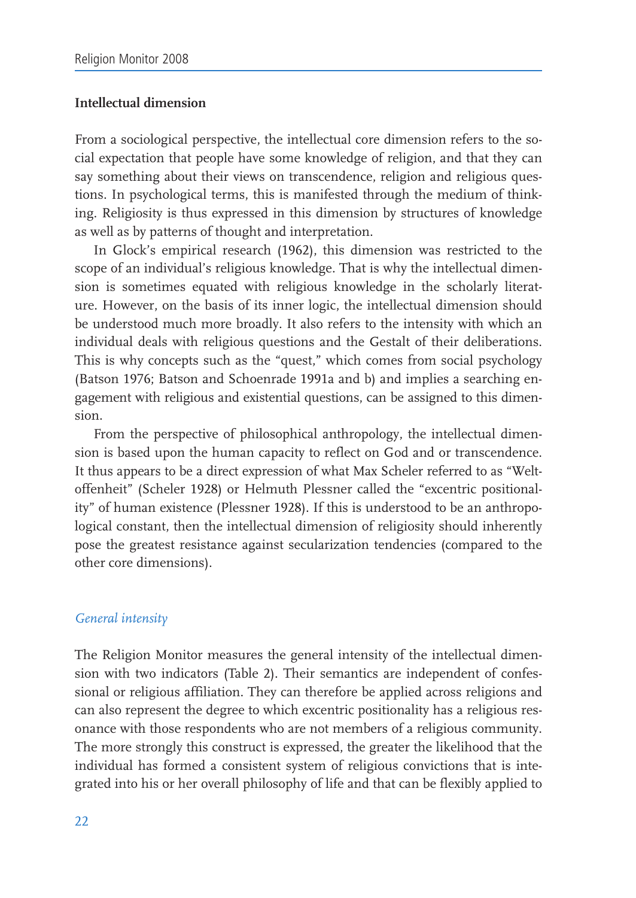### Intellectual dimension

From a sociological perspective, the intellectual core dimension refers to the social expectation that people have some knowledge of religion, and that they can say something about their views on transcendence, religion and religious questions. In psychological terms, this is manifested through the medium of thinking. Religiosity is thus expressed in this dimension by structures of knowledge as well as by patterns of thought and interpretation.

In Glock's empirical research (1962), this dimension was restricted to the scope of an individual's religious knowledge. That is why the intellectual dimension is sometimes equated with religious knowledge in the scholarly literature. However, on the basis of its inner logic, the intellectual dimension should be understood much more broadly. It also refers to the intensity with which an individual deals with religious questions and the Gestalt of their deliberations. This is why concepts such as the "quest," which comes from social psychology (Batson 1976; Batson and Schoenrade 1991a and b) and implies a searching engagement with religious and existential questions, can be assigned to this dimension.

From the perspective of philosophical anthropology, the intellectual dimension is based upon the human capacity to reflect on God and or transcendence. It thus appears to be a direct expression of what Max Scheler referred to as "Weltoffenheit" (Scheler 1928) or Helmuth Plessner called the "excentric positionality" of human existence (Plessner 1928). If this is understood to be an anthropological constant, then the intellectual dimension of religiosity should inherently pose the greatest resistance against secularization tendencies (compared to the other core dimensions).

#### *General intensity*

The Religion Monitor measures the general intensity of the intellectual dimension with two indicators (Table 2). Their semantics are independent of confessional or religious affiliation. They can therefore be applied across religions and can also represent the degree to which excentric positionality has a religious resonance with those respondents who are not members of a religious community. The more strongly this construct is expressed, the greater the likelihood that the individual has formed a consistent system of religious convictions that is integrated into his or her overall philosophy of life and that can be flexibly applied to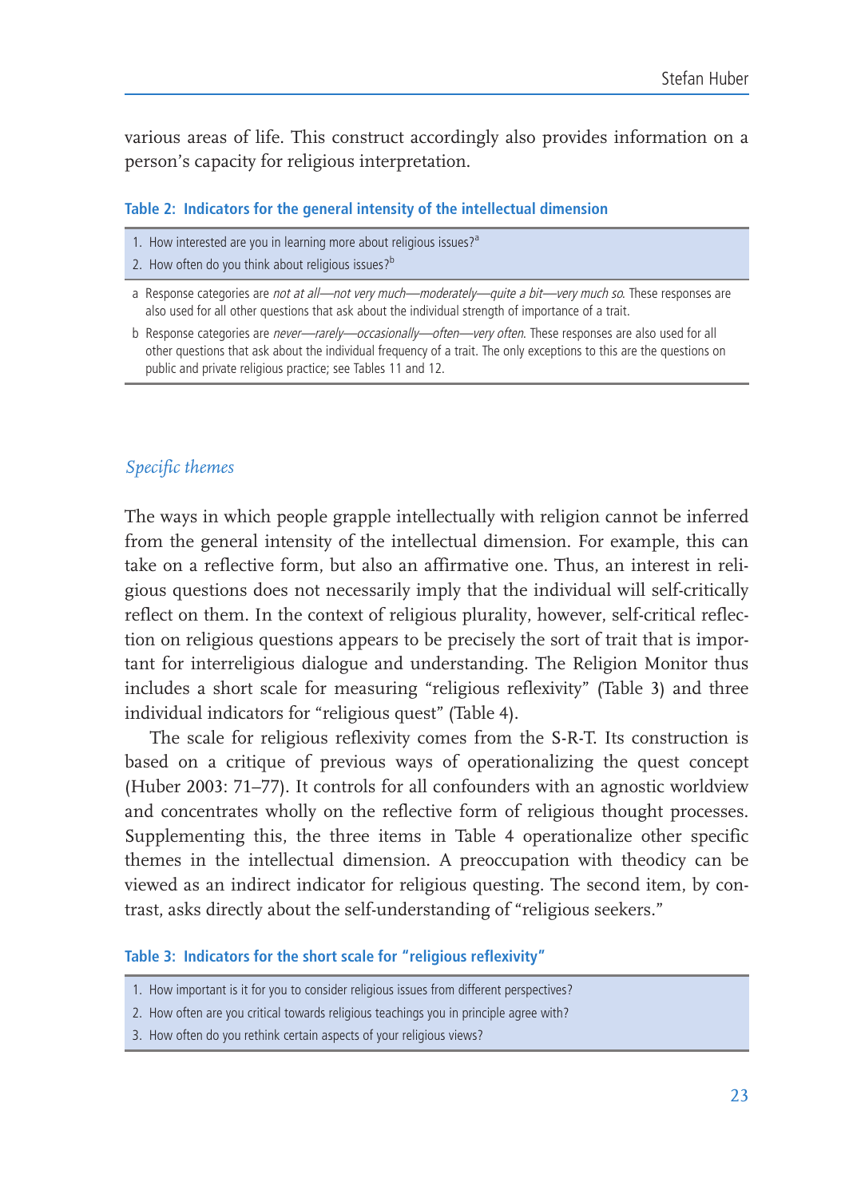various areas of life. This construct accordingly also provides information on a person's capacity for religious interpretation.

**Table 2: Indicators for the general intensity of the intellectual dimension**

1. How interested are you in learning more about religious issues?[a]
2. How often do you think about religious issues?[b]

a Response categories are *not at all—not very much—moderately—quite a bit—very much so*. These responses are also used for all other questions that ask about the individual strength of importance of a trait.

b Response categories are *never—rarely—occasionally—often—very often*. These responses are also used for all other questions that ask about the individual frequency of a trait. The only exceptions to this are the questions on public and private religious practice; see Tables 11 and 12.

### *Specific themes*

The ways in which people grapple intellectually with religion cannot be inferred from the general intensity of the intellectual dimension. For example, this can take on a reflective form, but also an affirmative one. Thus, an interest in religious questions does not necessarily imply that the individual will self-critically reflect on them. In the context of religious plurality, however, self-critical reflection on religious questions appears to be precisely the sort of trait that is important for interreligious dialogue and understanding. The Religion Monitor thus includes a short scale for measuring "religious reflexivity" (Table 3) and three individual indicators for "religious quest" (Table 4).

The scale for religious reflexivity comes from the S-R-T. Its construction is based on a critique of previous ways of operationalizing the quest concept (Huber 2003: 71–77). It controls for all confounders with an agnostic worldview and concentrates wholly on the reflective form of religious thought processes. Supplementing this, the three items in Table 4 operationalize other specific themes in the intellectual dimension. A preoccupation with theodicy can be viewed as an indirect indicator for religious questing. The second item, by contrast, asks directly about the self-understanding of "religious seekers."

**Table 3: Indicators for the short scale for "religious reflexivity"**

1. How important is it for you to consider religious issues from different perspectives?
2. How often are you critical towards religious teachings you in principle agree with?
3. How often do you rethink certain aspects of your religious views?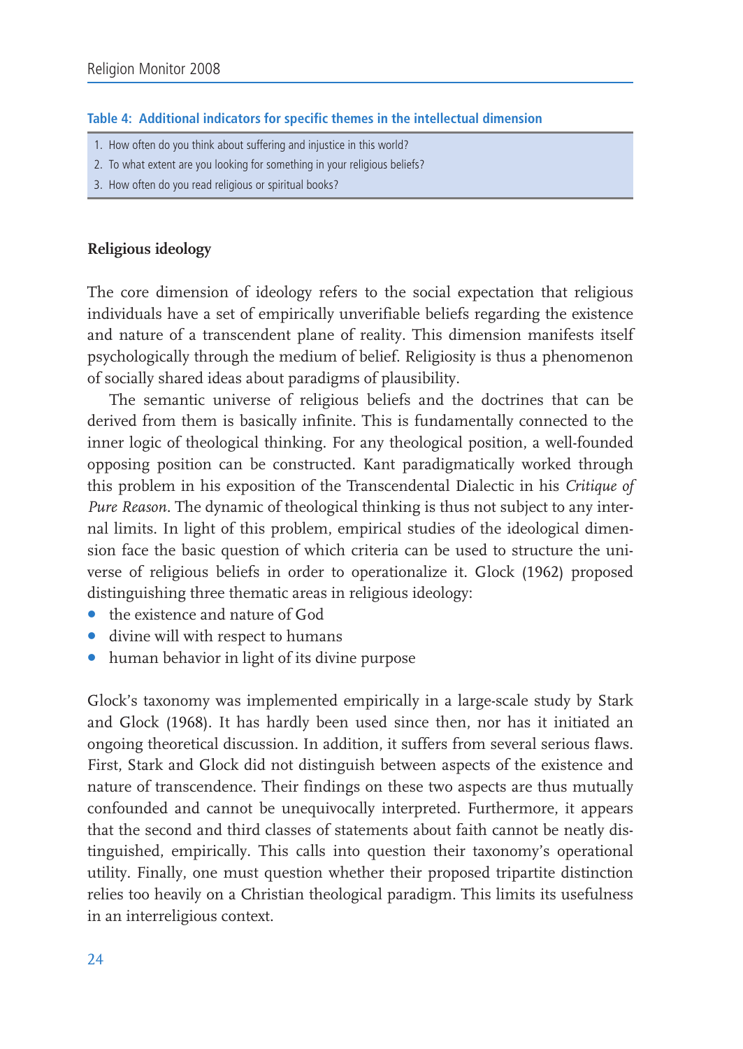**Table 4: Additional indicators for specific themes in the intellectual dimension**

| |
|---|
| 1. How often do you think about suffering and injustice in this world? |
| 2. To what extent are you looking for something in your religious beliefs? |
| 3. How often do you read religious or spiritual books? |

### Religious ideology

The core dimension of ideology refers to the social expectation that religious individuals have a set of empirically unverifiable beliefs regarding the existence and nature of a transcendent plane of reality. This dimension manifests itself psychologically through the medium of belief. Religiosity is thus a phenomenon of socially shared ideas about paradigms of plausibility.

The semantic universe of religious beliefs and the doctrines that can be derived from them is basically infinite. This is fundamentally connected to the inner logic of theological thinking. For any theological position, a well-founded opposing position can be constructed. Kant paradigmatically worked through this problem in his exposition of the Transcendental Dialectic in his *Critique of Pure Reason*. The dynamic of theological thinking is thus not subject to any internal limits. In light of this problem, empirical studies of the ideological dimension face the basic question of which criteria can be used to structure the universe of religious beliefs in order to operationalize it. Glock (1962) proposed distinguishing three thematic areas in religious ideology:

- the existence and nature of God
- divine will with respect to humans
- human behavior in light of its divine purpose

Glock's taxonomy was implemented empirically in a large-scale study by Stark and Glock (1968). It has hardly been used since then, nor has it initiated an ongoing theoretical discussion. In addition, it suffers from several serious flaws. First, Stark and Glock did not distinguish between aspects of the existence and nature of transcendence. Their findings on these two aspects are thus mutually confounded and cannot be unequivocally interpreted. Furthermore, it appears that the second and third classes of statements about faith cannot be neatly distinguished, empirically. This calls into question their taxonomy's operational utility. Finally, one must question whether their proposed tripartite distinction relies too heavily on a Christian theological paradigm. This limits its usefulness in an interreligious context.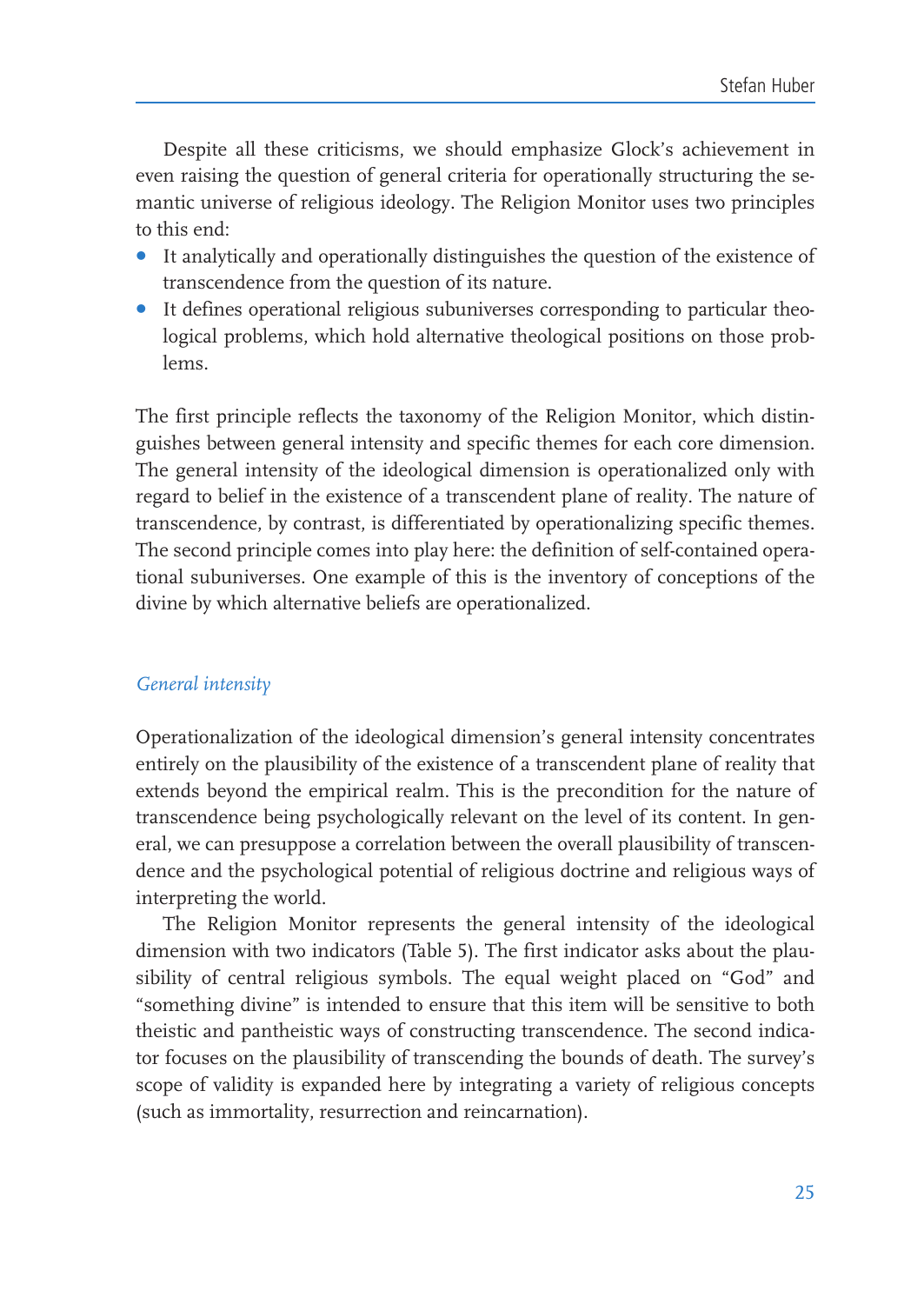Despite all these criticisms, we should emphasize Glock's achievement in even raising the question of general criteria for operationally structuring the semantic universe of religious ideology. The Religion Monitor uses two principles to this end:

- It analytically and operationally distinguishes the question of the existence of transcendence from the question of its nature.
- It defines operational religious subuniverses corresponding to particular theological problems, which hold alternative theological positions on those problems.

The first principle reflects the taxonomy of the Religion Monitor, which distinguishes between general intensity and specific themes for each core dimension. The general intensity of the ideological dimension is operationalized only with regard to belief in the existence of a transcendent plane of reality. The nature of transcendence, by contrast, is differentiated by operationalizing specific themes. The second principle comes into play here: the definition of self-contained operational subuniverses. One example of this is the inventory of conceptions of the divine by which alternative beliefs are operationalized.

### *General intensity*

Operationalization of the ideological dimension's general intensity concentrates entirely on the plausibility of the existence of a transcendent plane of reality that extends beyond the empirical realm. This is the precondition for the nature of transcendence being psychologically relevant on the level of its content. In general, we can presuppose a correlation between the overall plausibility of transcendence and the psychological potential of religious doctrine and religious ways of interpreting the world.

The Religion Monitor represents the general intensity of the ideological dimension with two indicators (Table 5). The first indicator asks about the plausibility of central religious symbols. The equal weight placed on "God" and "something divine" is intended to ensure that this item will be sensitive to both theistic and pantheistic ways of constructing transcendence. The second indicator focuses on the plausibility of transcending the bounds of death. The survey's scope of validity is expanded here by integrating a variety of religious concepts (such as immortality, resurrection and reincarnation).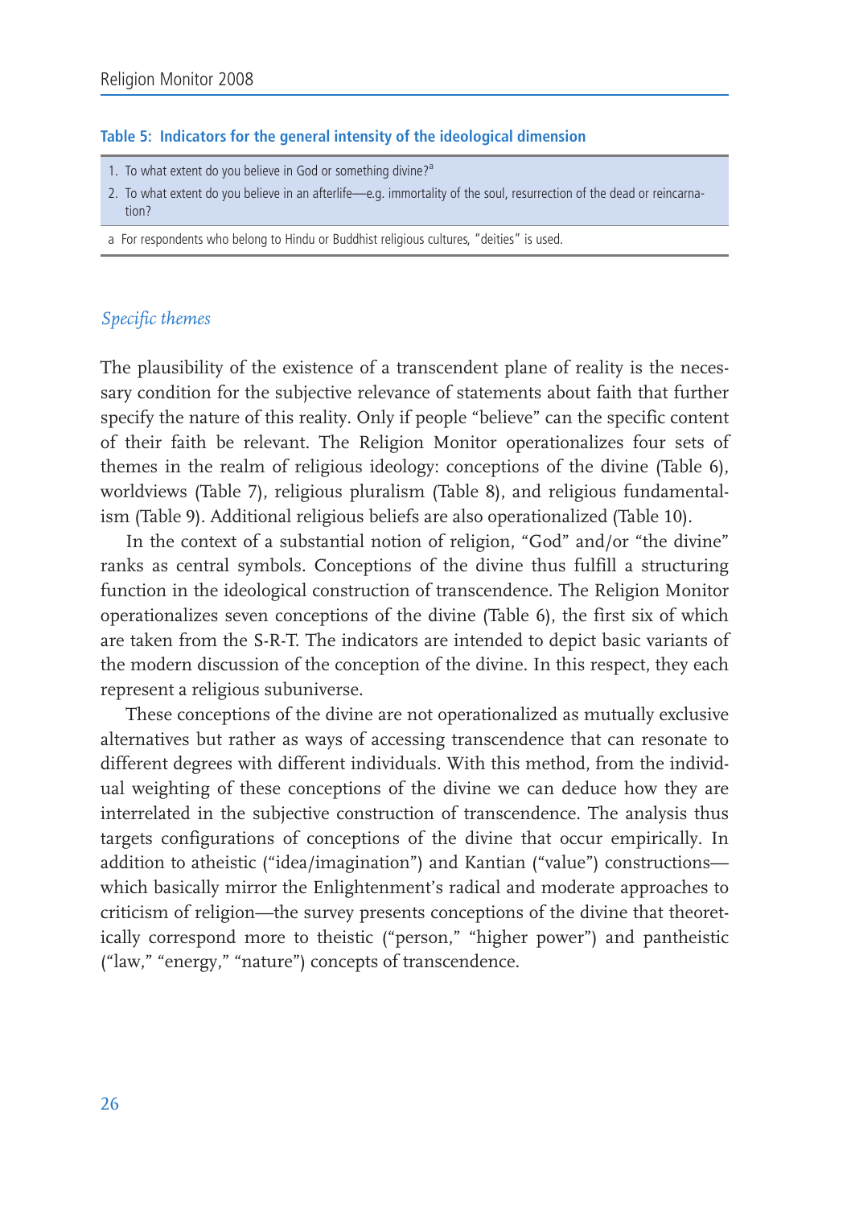**Table 5: Indicators for the general intensity of the ideological dimension**

| |
|---|
| 1. To what extent do you believe in God or something divine?[a] |
| 2. To what extent do you believe in an afterlife—e.g. immortality of the soul, resurrection of the dead or reincarnation? |

a For respondents who belong to Hindu or Buddhist religious cultures, "deities" is used.

*Specific themes*

The plausibility of the existence of a transcendent plane of reality is the necessary condition for the subjective relevance of statements about faith that further specify the nature of this reality. Only if people "believe" can the specific content of their faith be relevant. The Religion Monitor operationalizes four sets of themes in the realm of religious ideology: conceptions of the divine (Table 6), worldviews (Table 7), religious pluralism (Table 8), and religious fundamentalism (Table 9). Additional religious beliefs are also operationalized (Table 10).

In the context of a substantial notion of religion, "God" and/or "the divine" ranks as central symbols. Conceptions of the divine thus fulfill a structuring function in the ideological construction of transcendence. The Religion Monitor operationalizes seven conceptions of the divine (Table 6), the first six of which are taken from the S-R-T. The indicators are intended to depict basic variants of the modern discussion of the conception of the divine. In this respect, they each represent a religious subuniverse.

These conceptions of the divine are not operationalized as mutually exclusive alternatives but rather as ways of accessing transcendence that can resonate to different degrees with different individuals. With this method, from the individual weighting of these conceptions of the divine we can deduce how they are interrelated in the subjective construction of transcendence. The analysis thus targets configurations of conceptions of the divine that occur empirically. In addition to atheistic ("idea/imagination") and Kantian ("value") constructions—which basically mirror the Enlightenment's radical and moderate approaches to criticism of religion—the survey presents conceptions of the divine that theoretically correspond more to theistic ("person," "higher power") and pantheistic ("law," "energy," "nature") concepts of transcendence.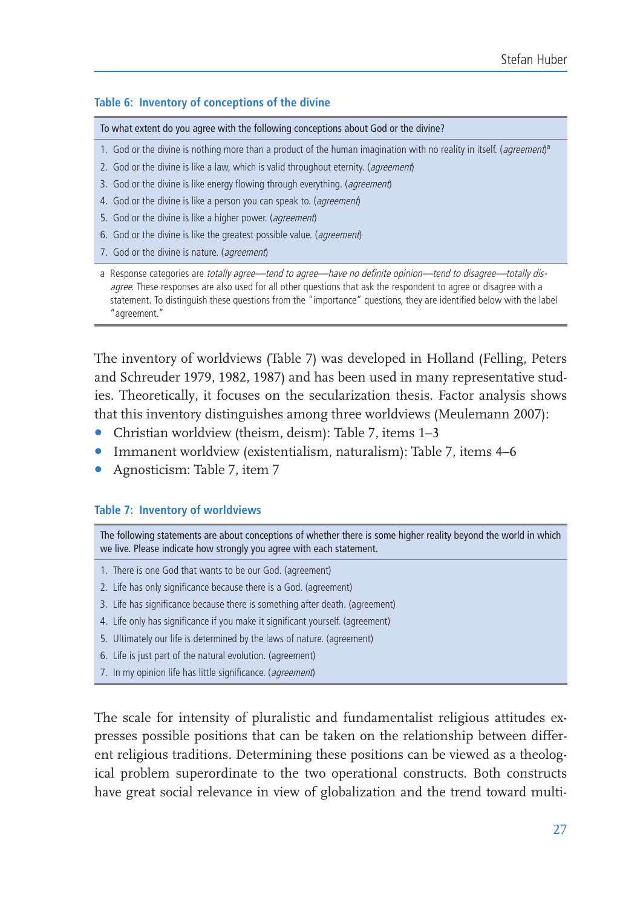**Table 6: Inventory of conceptions of the divine**

| To what extent do you agree with the following conceptions about God or the divine? |
|---|
| 1. God or the divine is nothing more than a product of the human imagination with no reality in itself. (*agreement*)[a] |
| 2. God or the divine is like a law, which is valid throughout eternity. (*agreement*) |
| 3. God or the divine is like energy flowing through everything. (*agreement*) |
| 4. God or the divine is like a person you can speak to. (*agreement*) |
| 5. God or the divine is like a higher power. (*agreement*) |
| 6. God or the divine is like the greatest possible value. (*agreement*) |
| 7. God or the divine is nature. (*agreement*) |

a Response categories are *totally agree—tend to agree—have no definite opinion—tend to disagree—totally disagree*. These responses are also used for all other questions that ask the respondent to agree or disagree with a statement. To distinguish these questions from the "importance" questions, they are identified below with the label "agreement."

The inventory of worldviews (Table 7) was developed in Holland (Felling, Peters and Schreuder 1979, 1982, 1987) and has been used in many representative studies. Theoretically, it focuses on the secularization thesis. Factor analysis shows that this inventory distinguishes among three worldviews (Meulemann 2007):

- Christian worldview (theism, deism): Table 7, items 1–3
- Immanent worldview (existentialism, naturalism): Table 7, items 4–6
- Agnosticism: Table 7, item 7

**Table 7: Inventory of worldviews**

| The following statements are about conceptions of whether there is some higher reality beyond the world in which we live. Please indicate how strongly you agree with each statement. |
|---|
| 1. There is one God that wants to be our God. (agreement) |
| 2. Life has only significance because there is a God. (agreement) |
| 3. Life has significance because there is something after death. (agreement) |
| 4. Life only has significance if you make it significant yourself. (agreement) |
| 5. Ultimately our life is determined by the laws of nature. (agreement) |
| 6. Life is just part of the natural evolution. (agreement) |
| 7. In my opinion life has little significance. (*agreement*) |

The scale for intensity of pluralistic and fundamentalist religious attitudes expresses possible positions that can be taken on the relationship between different religious traditions. Determining these positions can be viewed as a theological problem superordinate to the two operational constructs. Both constructs have great social relevance in view of globalization and the trend toward multi-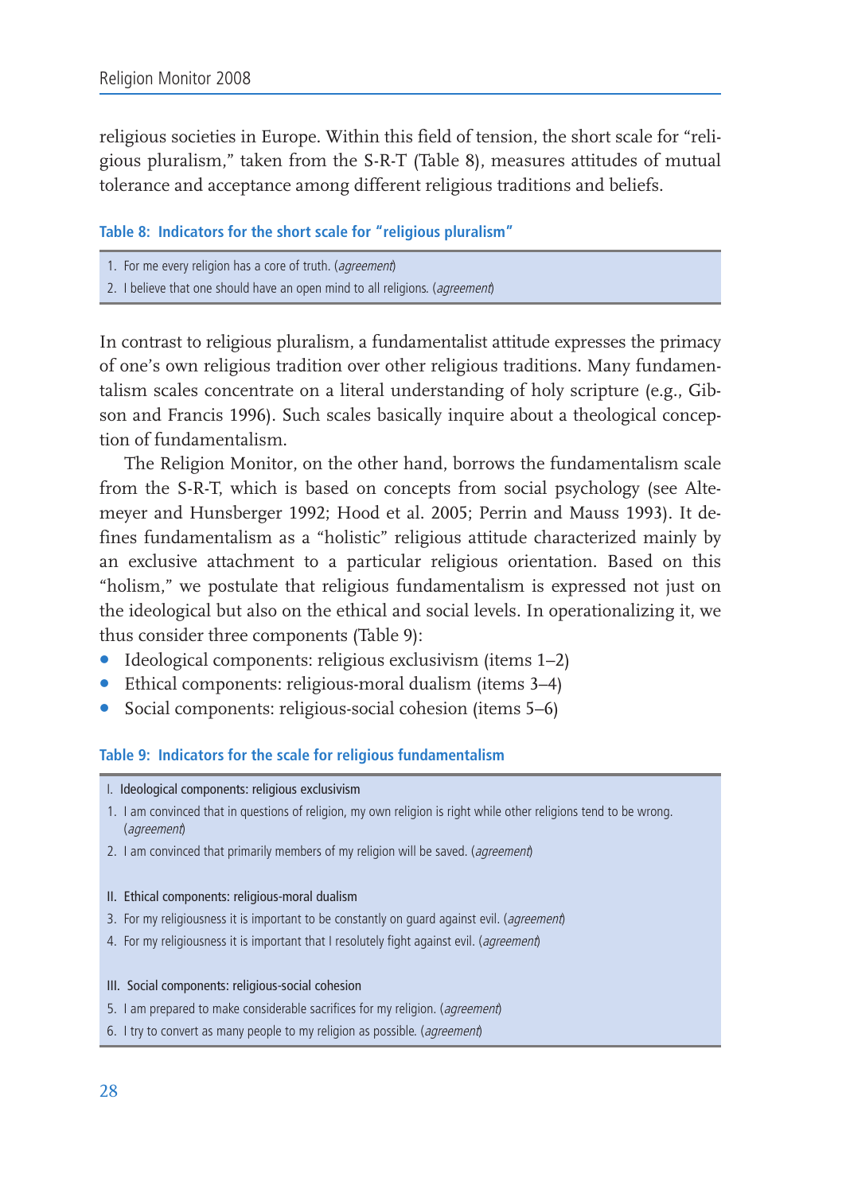religious societies in Europe. Within this field of tension, the short scale for "religious pluralism," taken from the S-R-T (Table 8), measures attitudes of mutual tolerance and acceptance among different religious traditions and beliefs.

**Table 8: Indicators for the short scale for "religious pluralism"**

| |
|---|
| 1. For me every religion has a core of truth. (*agreement*) |
| 2. I believe that one should have an open mind to all religions. (*agreement*) |

In contrast to religious pluralism, a fundamentalist attitude expresses the primacy of one's own religious tradition over other religious traditions. Many fundamentalism scales concentrate on a literal understanding of holy scripture (e.g., Gibson and Francis 1996). Such scales basically inquire about a theological conception of fundamentalism.

The Religion Monitor, on the other hand, borrows the fundamentalism scale from the S-R-T, which is based on concepts from social psychology (see Altemeyer and Hunsberger 1992; Hood et al. 2005; Perrin and Mauss 1993). It defines fundamentalism as a "holistic" religious attitude characterized mainly by an exclusive attachment to a particular religious orientation. Based on this "holism," we postulate that religious fundamentalism is expressed not just on the ideological but also on the ethical and social levels. In operationalizing it, we thus consider three components (Table 9):

- Ideological components: religious exclusivism (items 1–2)
- Ethical components: religious-moral dualism (items 3–4)
- Social components: religious-social cohesion (items 5–6)

**Table 9: Indicators for the scale for religious fundamentalism**

| |
|---|
| I. Ideological components: religious exclusivism |
| 1. I am convinced that in questions of religion, my own religion is right while other religions tend to be wrong. (*agreement*) |
| 2. I am convinced that primarily members of my religion will be saved. (*agreement*) |
| II. Ethical components: religious-moral dualism |
| 3. For my religiousness it is important to be constantly on guard against evil. (*agreement*) |
| 4. For my religiousness it is important that I resolutely fight against evil. (*agreement*) |
| III. Social components: religious-social cohesion |
| 5. I am prepared to make considerable sacrifices for my religion. (*agreement*) |
| 6. I try to convert as many people to my religion as possible. (*agreement*) |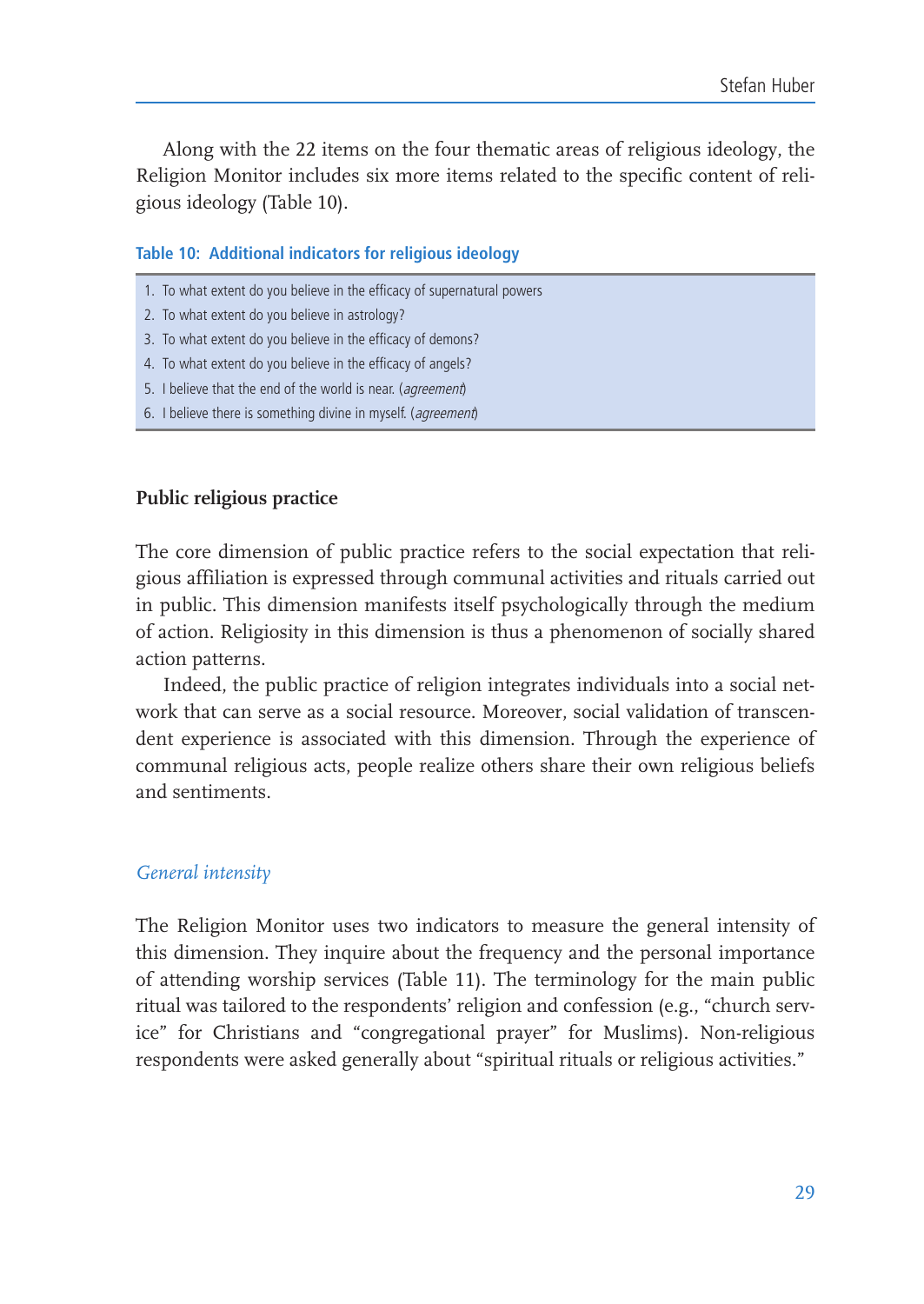Along with the 22 items on the four thematic areas of religious ideology, the Religion Monitor includes six more items related to the specific content of religious ideology (Table 10).

**Table 10: Additional indicators for religious ideology**

1. To what extent do you believe in the efficacy of supernatural powers
2. To what extent do you believe in astrology?
3. To what extent do you believe in the efficacy of demons?
4. To what extent do you believe in the efficacy of angels?
5. I believe that the end of the world is near. (*agreement*)
6. I believe there is something divine in myself. (*agreement*)

## Public religious practice

The core dimension of public practice refers to the social expectation that religious affiliation is expressed through communal activities and rituals carried out in public. This dimension manifests itself psychologically through the medium of action. Religiosity in this dimension is thus a phenomenon of socially shared action patterns.

Indeed, the public practice of religion integrates individuals into a social network that can serve as a social resource. Moreover, social validation of transcendent experience is associated with this dimension. Through the experience of communal religious acts, people realize others share their own religious beliefs and sentiments.

### *General intensity*

The Religion Monitor uses two indicators to measure the general intensity of this dimension. They inquire about the frequency and the personal importance of attending worship services (Table 11). The terminology for the main public ritual was tailored to the respondents' religion and confession (e.g., "church service" for Christians and "congregational prayer" for Muslims). Non-religious respondents were asked generally about "spiritual rituals or religious activities."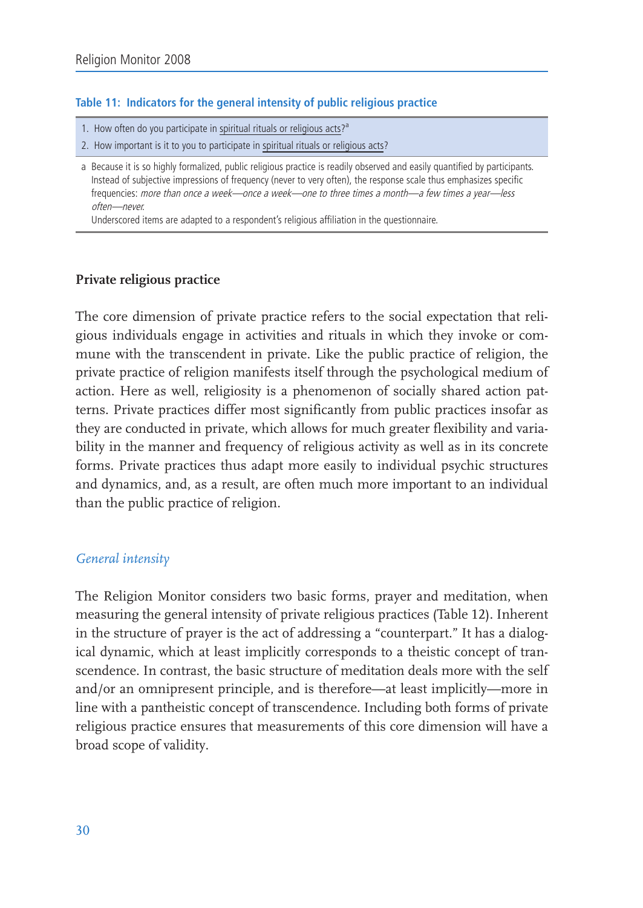**Table 11: Indicators for the general intensity of public religious practice**

1. How often do you participate in spiritual rituals or religious acts?[a]
2. How important is it to you to participate in spiritual rituals or religious acts?

a Because it is so highly formalized, public religious practice is readily observed and easily quantified by participants. Instead of subjective impressions of frequency (never to very often), the response scale thus emphasizes specific frequencies: *more than once a week—once a week—one to three times a month—a few times a year—less often—never.*

Underscored items are adapted to a respondent's religious affiliation in the questionnaire.

## Private religious practice

The core dimension of private practice refers to the social expectation that religious individuals engage in activities and rituals in which they invoke or commune with the transcendent in private. Like the public practice of religion, the private practice of religion manifests itself through the psychological medium of action. Here as well, religiosity is a phenomenon of socially shared action patterns. Private practices differ most significantly from public practices insofar as they are conducted in private, which allows for much greater flexibility and variability in the manner and frequency of religious activity as well as in its concrete forms. Private practices thus adapt more easily to individual psychic structures and dynamics, and, as a result, are often much more important to an individual than the public practice of religion.

### *General intensity*

The Religion Monitor considers two basic forms, prayer and meditation, when measuring the general intensity of private religious practices (Table 12). Inherent in the structure of prayer is the act of addressing a "counterpart." It has a dialogical dynamic, which at least implicitly corresponds to a theistic concept of transcendence. In contrast, the basic structure of meditation deals more with the self and/or an omnipresent principle, and is therefore—at least implicitly—more in line with a pantheistic concept of transcendence. Including both forms of private religious practice ensures that measurements of this core dimension will have a broad scope of validity.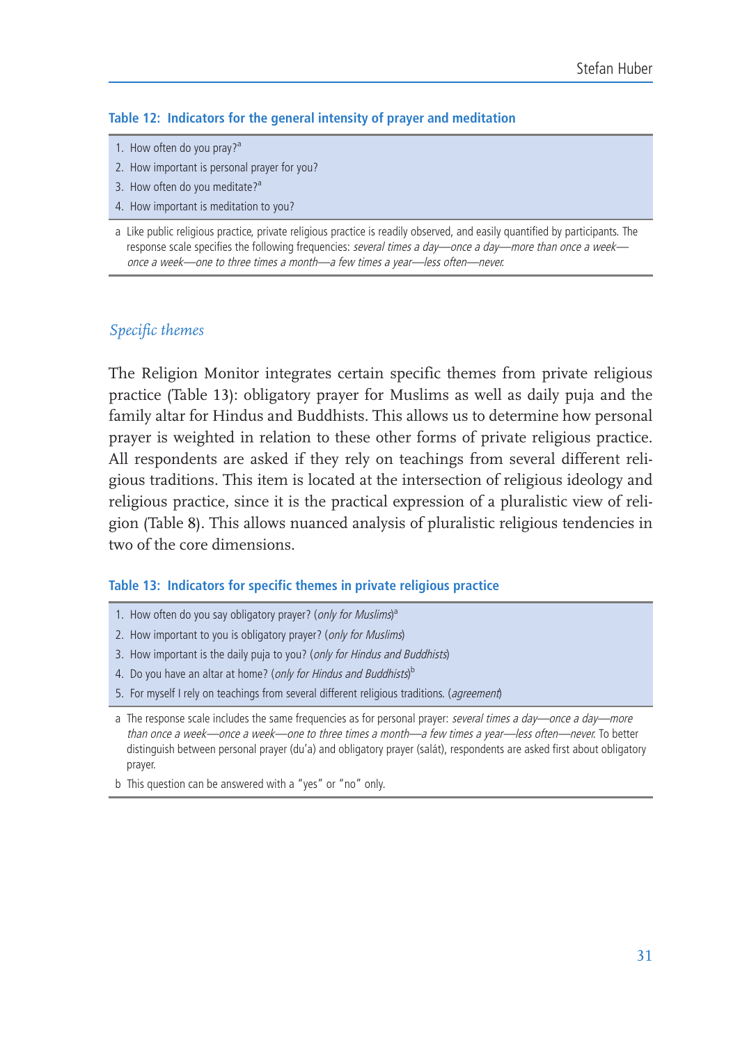**Table 12: Indicators for the general intensity of prayer and meditation**

1. How often do you pray?[a]
2. How important is personal prayer for you?
3. How often do you meditate?[a]
4. How important is meditation to you?

a Like public religious practice, private religious practice is readily observed, and easily quantified by participants. The response scale specifies the following frequencies: *several times a day—once a day—more than once a week—once a week—one to three times a month—a few times a year—less often—never.*

### *Specific themes*

The Religion Monitor integrates certain specific themes from private religious practice (Table 13): obligatory prayer for Muslims as well as daily puja and the family altar for Hindus and Buddhists. This allows us to determine how personal prayer is weighted in relation to these other forms of private religious practice. All respondents are asked if they rely on teachings from several different religious traditions. This item is located at the intersection of religious ideology and religious practice, since it is the practical expression of a pluralistic view of religion (Table 8). This allows nuanced analysis of pluralistic religious tendencies in two of the core dimensions.

**Table 13: Indicators for specific themes in private religious practice**

1. How often do you say obligatory prayer? (*only for Muslims*)[a]
2. How important to you is obligatory prayer? (*only for Muslims*)
3. How important is the daily puja to you? (*only for Hindus and Buddhists*)
4. Do you have an altar at home? (*only for Hindus and Buddhists*)[b]
5. For myself I rely on teachings from several different religious traditions. (*agreement*)

a The response scale includes the same frequencies as for personal prayer: *several times a day—once a day—more than once a week—once a week—one to three times a month—a few times a year—less often—never.* To better distinguish between personal prayer (du'a) and obligatory prayer (salát), respondents are asked first about obligatory prayer.

b This question can be answered with a "yes" or "no" only.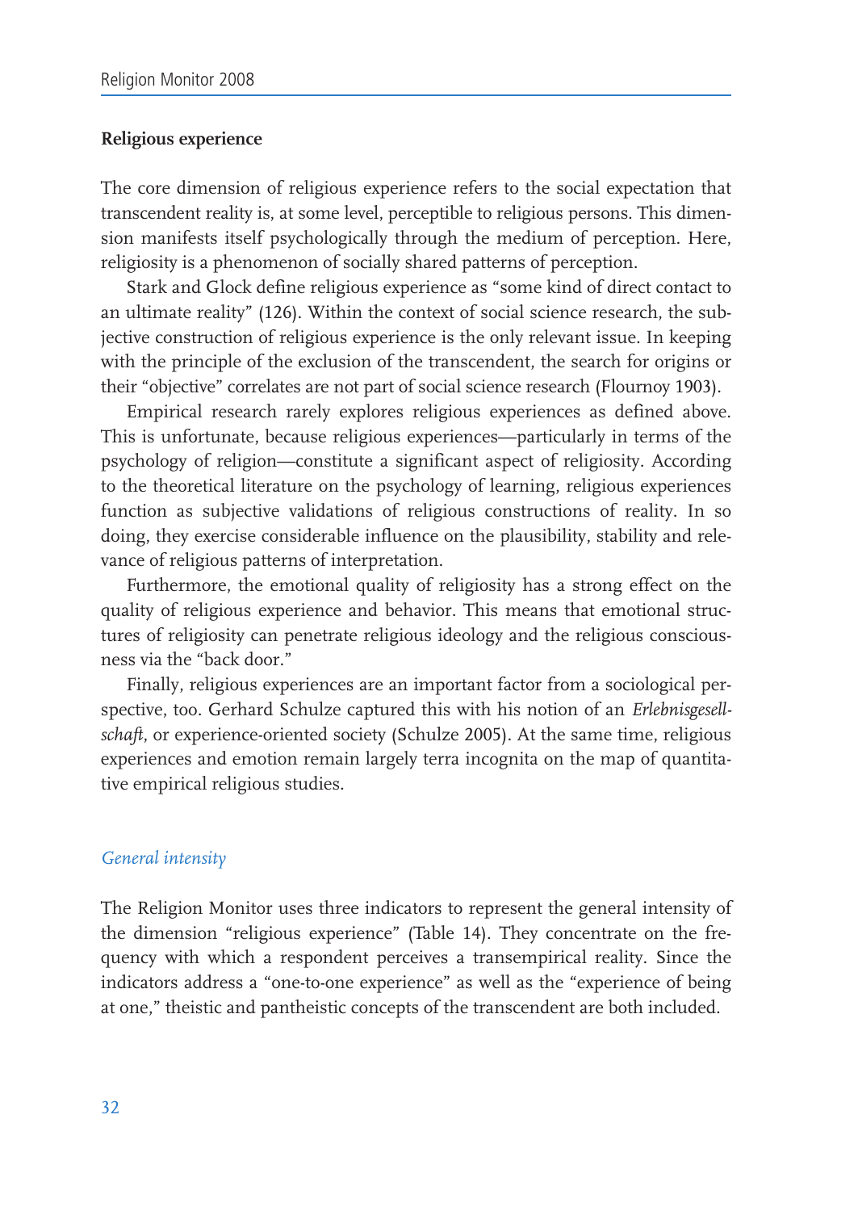### Religious experience

The core dimension of religious experience refers to the social expectation that transcendent reality is, at some level, perceptible to religious persons. This dimension manifests itself psychologically through the medium of perception. Here, religiosity is a phenomenon of socially shared patterns of perception.

Stark and Glock define religious experience as "some kind of direct contact to an ultimate reality" (126). Within the context of social science research, the subjective construction of religious experience is the only relevant issue. In keeping with the principle of the exclusion of the transcendent, the search for origins or their "objective" correlates are not part of social science research (Flournoy 1903).

Empirical research rarely explores religious experiences as defined above. This is unfortunate, because religious experiences—particularly in terms of the psychology of religion—constitute a significant aspect of religiosity. According to the theoretical literature on the psychology of learning, religious experiences function as subjective validations of religious constructions of reality. In so doing, they exercise considerable influence on the plausibility, stability and relevance of religious patterns of interpretation.

Furthermore, the emotional quality of religiosity has a strong effect on the quality of religious experience and behavior. This means that emotional structures of religiosity can penetrate religious ideology and the religious consciousness via the "back door."

Finally, religious experiences are an important factor from a sociological perspective, too. Gerhard Schulze captured this with his notion of an *Erlebnisgesellschaft*, or experience-oriented society (Schulze 2005). At the same time, religious experiences and emotion remain largely terra incognita on the map of quantitative empirical religious studies.

#### *General intensity*

The Religion Monitor uses three indicators to represent the general intensity of the dimension "religious experience" (Table 14). They concentrate on the frequency with which a respondent perceives a transempirical reality. Since the indicators address a "one-to-one experience" as well as the "experience of being at one," theistic and pantheistic concepts of the transcendent are both included.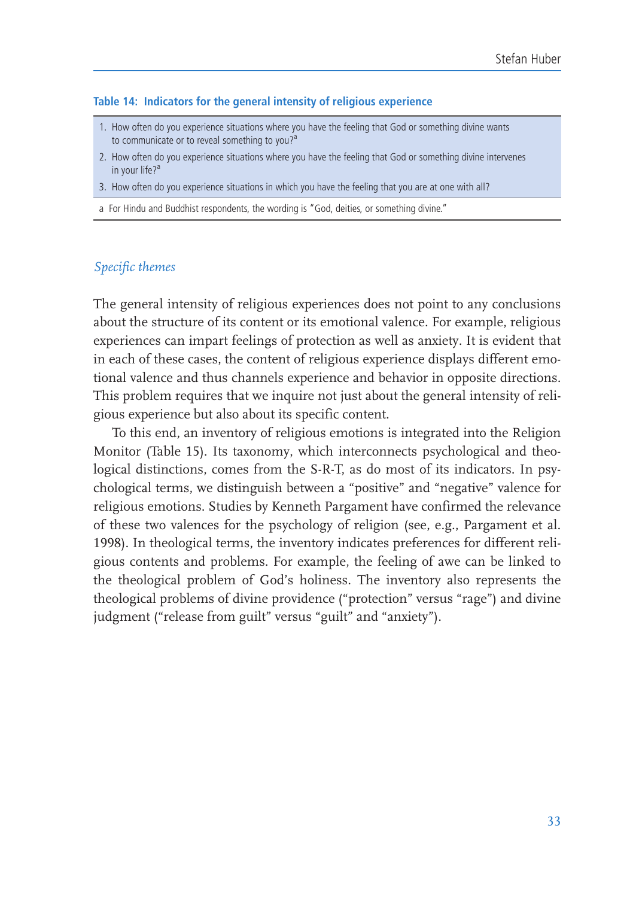**Table 14: Indicators for the general intensity of religious experience**

| |
|---|
| 1. How often do you experience situations where you have the feeling that God or something divine wants to communicate or to reveal something to you?[a] |
| 2. How often do you experience situations where you have the feeling that God or something divine intervenes in your life?[a] |
| 3. How often do you experience situations in which you have the feeling that you are at one with all? |

a For Hindu and Buddhist respondents, the wording is "God, deities, or something divine."

*Specific themes*

The general intensity of religious experiences does not point to any conclusions about the structure of its content or its emotional valence. For example, religious experiences can impart feelings of protection as well as anxiety. It is evident that in each of these cases, the content of religious experience displays different emotional valence and thus channels experience and behavior in opposite directions. This problem requires that we inquire not just about the general intensity of religious experience but also about its specific content.

To this end, an inventory of religious emotions is integrated into the Religion Monitor (Table 15). Its taxonomy, which interconnects psychological and theological distinctions, comes from the S-R-T, as do most of its indicators. In psychological terms, we distinguish between a "positive" and "negative" valence for religious emotions. Studies by Kenneth Pargament have confirmed the relevance of these two valences for the psychology of religion (see, e.g., Pargament et al. 1998). In theological terms, the inventory indicates preferences for different religious contents and problems. For example, the feeling of awe can be linked to the theological problem of God's holiness. The inventory also represents the theological problems of divine providence ("protection" versus "rage") and divine judgment ("release from guilt" versus "guilt" and "anxiety").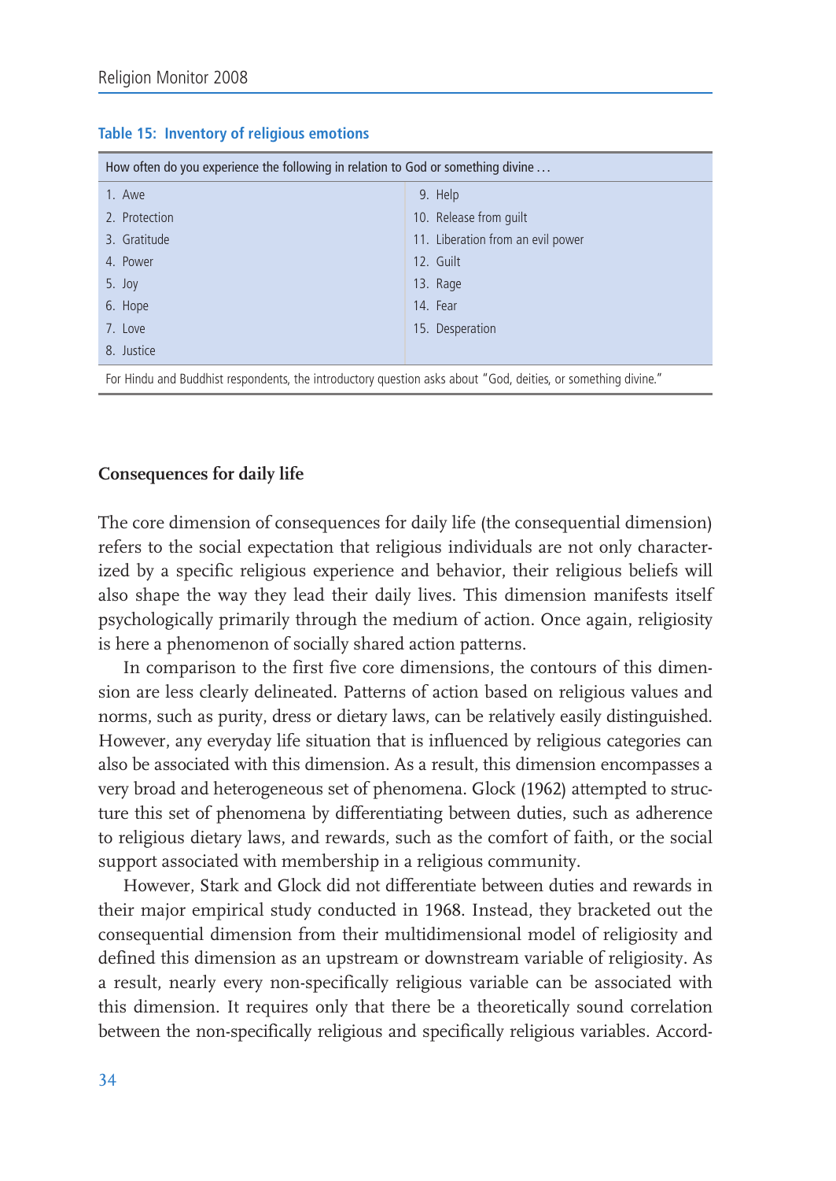**Table 15: Inventory of religious emotions**

| How often do you experience the following in relation to God or something divine … | |
|---|---|
| 1. Awe | 9. Help |
| 2. Protection | 10. Release from guilt |
| 3. Gratitude | 11. Liberation from an evil power |
| 4. Power | 12. Guilt |
| 5. Joy | 13. Rage |
| 6. Hope | 14. Fear |
| 7. Love | 15. Desperation |
| 8. Justice | |

For Hindu and Buddhist respondents, the introductory question asks about "God, deities, or something divine."

## Consequences for daily life

The core dimension of consequences for daily life (the consequential dimension) refers to the social expectation that religious individuals are not only characterized by a specific religious experience and behavior, their religious beliefs will also shape the way they lead their daily lives. This dimension manifests itself psychologically primarily through the medium of action. Once again, religiosity is here a phenomenon of socially shared action patterns.

In comparison to the first five core dimensions, the contours of this dimension are less clearly delineated. Patterns of action based on religious values and norms, such as purity, dress or dietary laws, can be relatively easily distinguished. However, any everyday life situation that is influenced by religious categories can also be associated with this dimension. As a result, this dimension encompasses a very broad and heterogeneous set of phenomena. Glock (1962) attempted to structure this set of phenomena by differentiating between duties, such as adherence to religious dietary laws, and rewards, such as the comfort of faith, or the social support associated with membership in a religious community.

However, Stark and Glock did not differentiate between duties and rewards in their major empirical study conducted in 1968. Instead, they bracketed out the consequential dimension from their multidimensional model of religiosity and defined this dimension as an upstream or downstream variable of religiosity. As a result, nearly every non-specifically religious variable can be associated with this dimension. It requires only that there be a theoretically sound correlation between the non-specifically religious and specifically religious variables. Accord-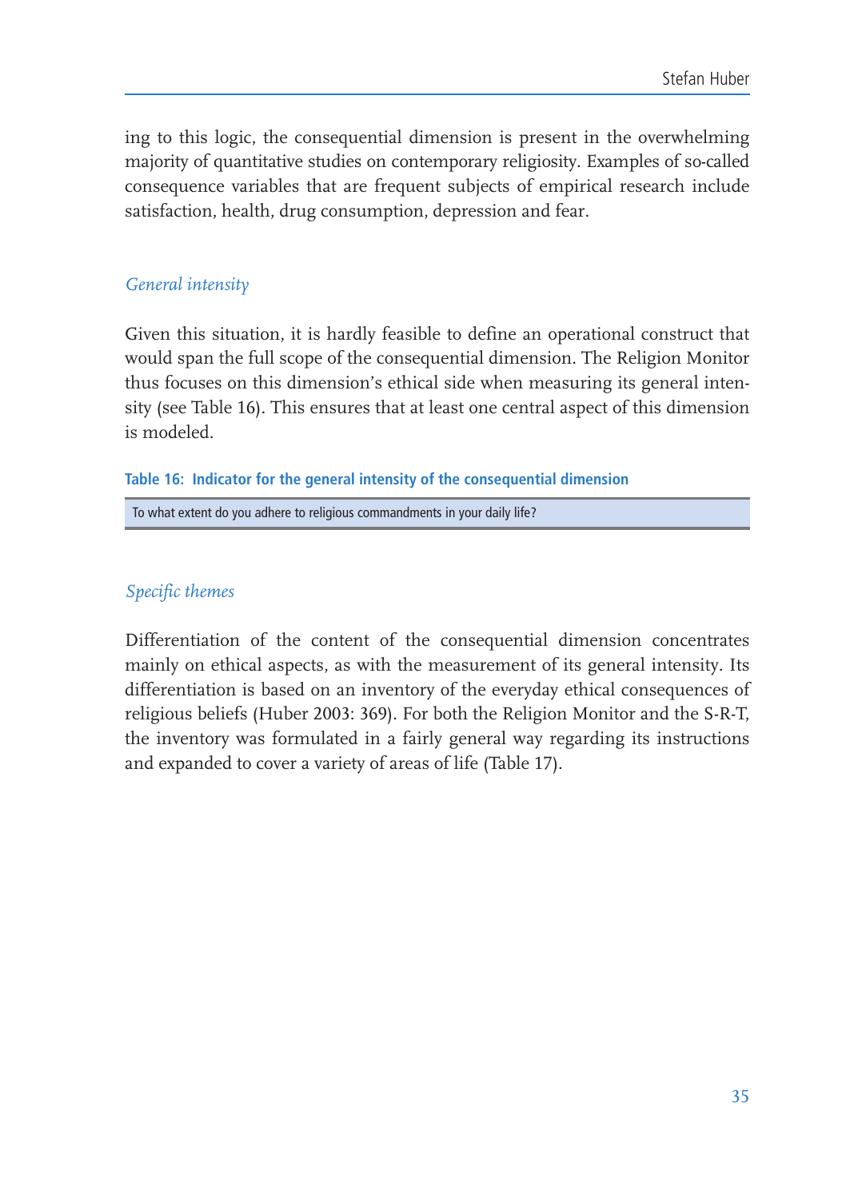ing to this logic, the consequential dimension is present in the overwhelming majority of quantitative studies on contemporary religiosity. Examples of so-called consequence variables that are frequent subjects of empirical research include satisfaction, health, drug consumption, depression and fear.

### *General intensity*

Given this situation, it is hardly feasible to define an operational construct that would span the full scope of the consequential dimension. The Religion Monitor thus focuses on this dimension's ethical side when measuring its general intensity (see Table 16). This ensures that at least one central aspect of this dimension is modeled.

**Table 16: Indicator for the general intensity of the consequential dimension**

| To what extent do you adhere to religious commandments in your daily life? |
|---|

### *Specific themes*

Differentiation of the content of the consequential dimension concentrates mainly on ethical aspects, as with the measurement of its general intensity. Its differentiation is based on an inventory of the everyday ethical consequences of religious beliefs (Huber 2003: 369). For both the Religion Monitor and the S-R-T, the inventory was formulated in a fairly general way regarding its instructions and expanded to cover a variety of areas of life (Table 17).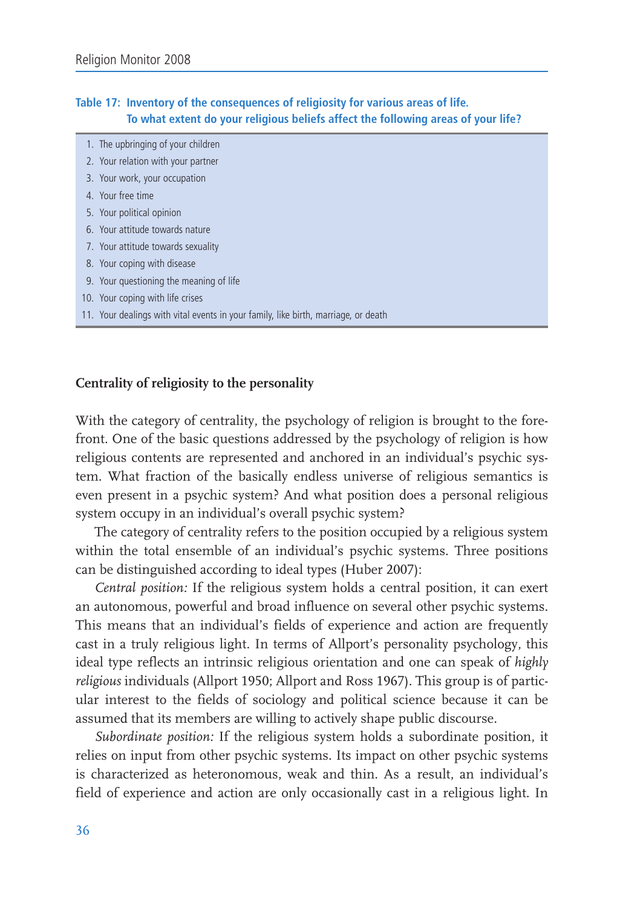**Table 17: Inventory of the consequences of religiosity for various areas of life. To what extent do your religious beliefs affect the following areas of your life?**

1. The upbringing of your children
2. Your relation with your partner
3. Your work, your occupation
4. Your free time
5. Your political opinion
6. Your attitude towards nature
7. Your attitude towards sexuality
8. Your coping with disease
9. Your questioning the meaning of life
10. Your coping with life crises
11. Your dealings with vital events in your family, like birth, marriage, or death

### Centrality of religiosity to the personality

With the category of centrality, the psychology of religion is brought to the forefront. One of the basic questions addressed by the psychology of religion is how religious contents are represented and anchored in an individual's psychic system. What fraction of the basically endless universe of religious semantics is even present in a psychic system? And what position does a personal religious system occupy in an individual's overall psychic system?

The category of centrality refers to the position occupied by a religious system within the total ensemble of an individual's psychic systems. Three positions can be distinguished according to ideal types (Huber 2007):

*Central position:* If the religious system holds a central position, it can exert an autonomous, powerful and broad influence on several other psychic systems. This means that an individual's fields of experience and action are frequently cast in a truly religious light. In terms of Allport's personality psychology, this ideal type reflects an intrinsic religious orientation and one can speak of *highly religious* individuals (Allport 1950; Allport and Ross 1967). This group is of particular interest to the fields of sociology and political science because it can be assumed that its members are willing to actively shape public discourse.

*Subordinate position:* If the religious system holds a subordinate position, it relies on input from other psychic systems. Its impact on other psychic systems is characterized as heteronomous, weak and thin. As a result, an individual's field of experience and action are only occasionally cast in a religious light. In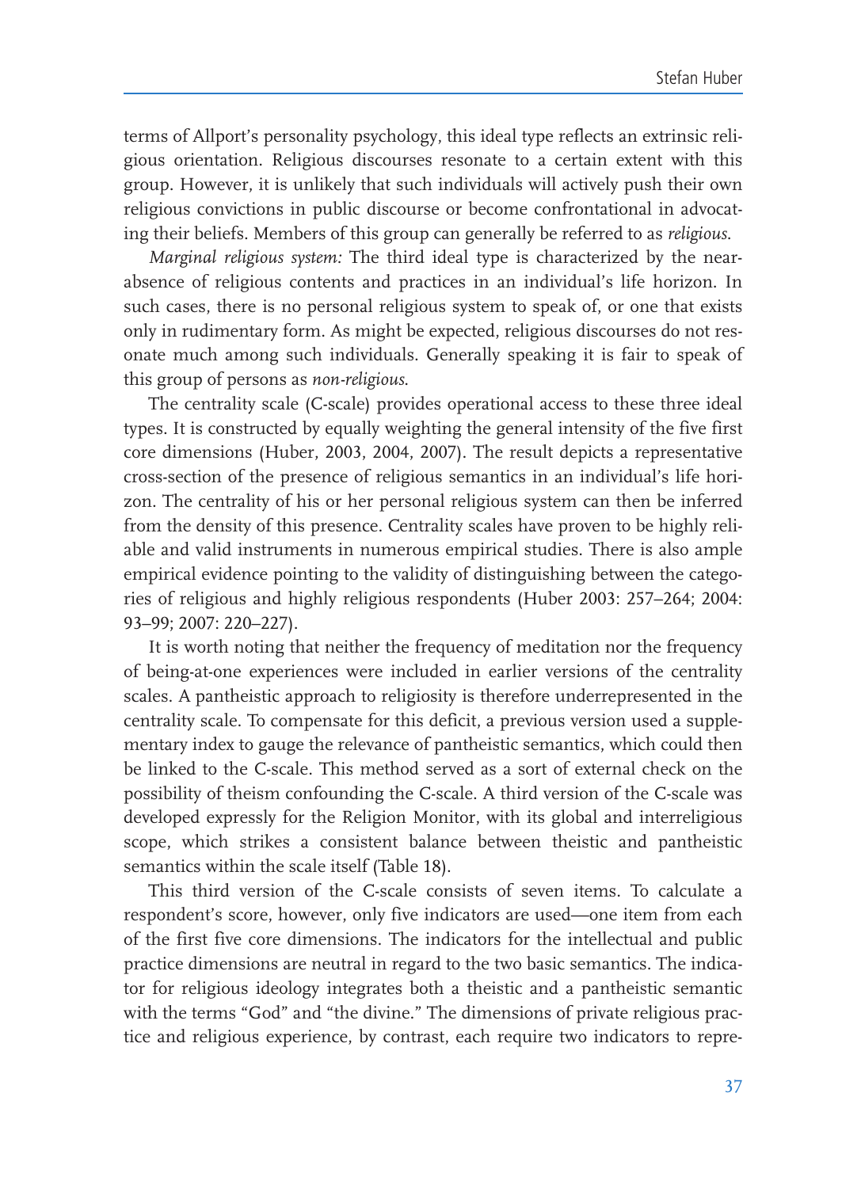terms of Allport's personality psychology, this ideal type reflects an extrinsic religious orientation. Religious discourses resonate to a certain extent with this group. However, it is unlikely that such individuals will actively push their own religious convictions in public discourse or become confrontational in advocating their beliefs. Members of this group can generally be referred to as *religious*.

*Marginal religious system:* The third ideal type is characterized by the near-absence of religious contents and practices in an individual's life horizon. In such cases, there is no personal religious system to speak of, or one that exists only in rudimentary form. As might be expected, religious discourses do not resonate much among such individuals. Generally speaking it is fair to speak of this group of persons as *non-religious*.

The centrality scale (C-scale) provides operational access to these three ideal types. It is constructed by equally weighting the general intensity of the five first core dimensions (Huber, 2003, 2004, 2007). The result depicts a representative cross-section of the presence of religious semantics in an individual's life horizon. The centrality of his or her personal religious system can then be inferred from the density of this presence. Centrality scales have proven to be highly reliable and valid instruments in numerous empirical studies. There is also ample empirical evidence pointing to the validity of distinguishing between the categories of religious and highly religious respondents (Huber 2003: 257–264; 2004: 93–99; 2007: 220–227).

It is worth noting that neither the frequency of meditation nor the frequency of being-at-one experiences were included in earlier versions of the centrality scales. A pantheistic approach to religiosity is therefore underrepresented in the centrality scale. To compensate for this deficit, a previous version used a supplementary index to gauge the relevance of pantheistic semantics, which could then be linked to the C-scale. This method served as a sort of external check on the possibility of theism confounding the C-scale. A third version of the C-scale was developed expressly for the Religion Monitor, with its global and interreligious scope, which strikes a consistent balance between theistic and pantheistic semantics within the scale itself (Table 18).

This third version of the C-scale consists of seven items. To calculate a respondent's score, however, only five indicators are used—one item from each of the first five core dimensions. The indicators for the intellectual and public practice dimensions are neutral in regard to the two basic semantics. The indicator for religious ideology integrates both a theistic and a pantheistic semantic with the terms "God" and "the divine." The dimensions of private religious practice and religious experience, by contrast, each require two indicators to repre-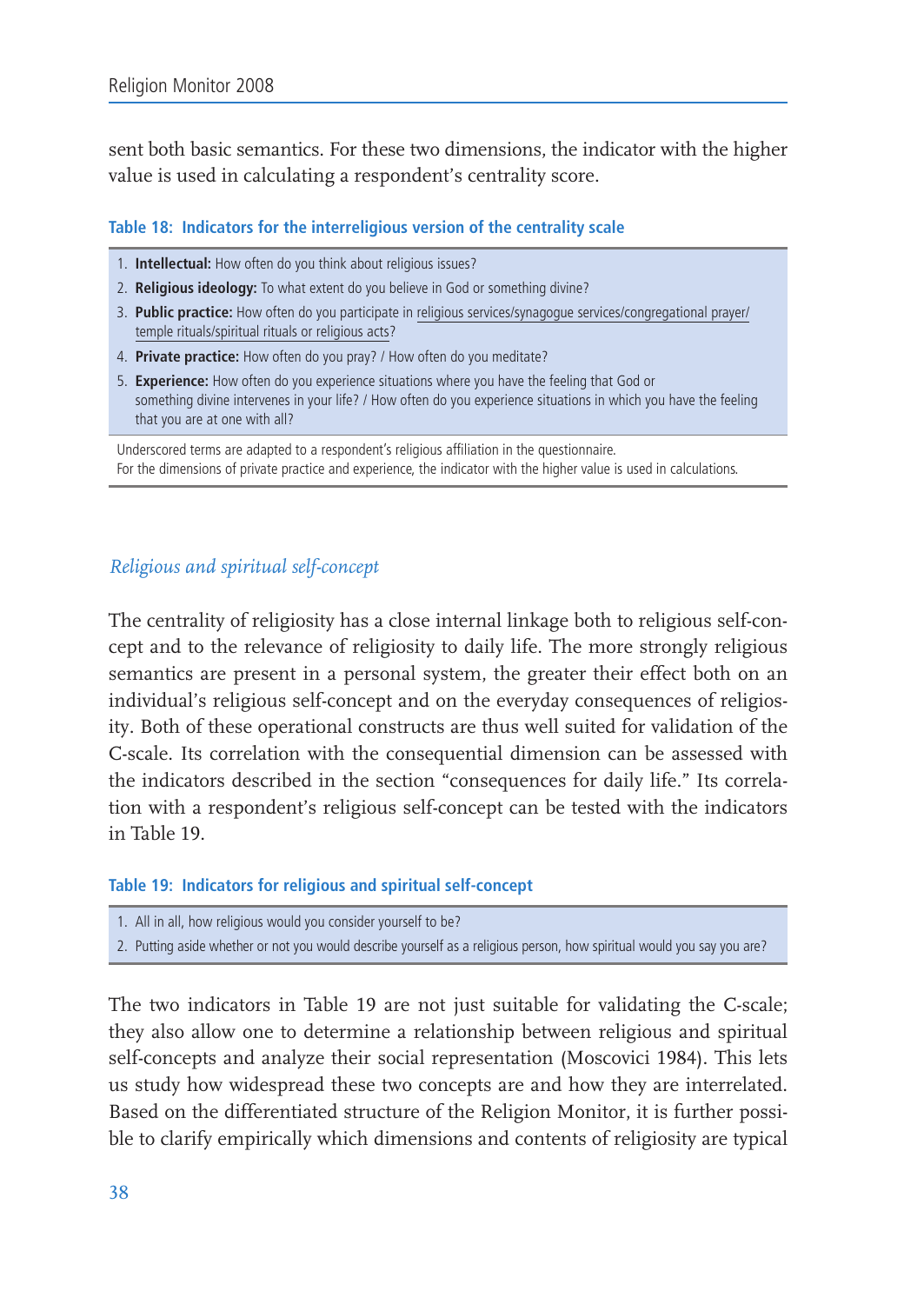sent both basic semantics. For these two dimensions, the indicator with the higher value is used in calculating a respondent's centrality score.

**Table 18: Indicators for the interreligious version of the centrality scale**

1. **Intellectual:** How often do you think about religious issues?
2. **Religious ideology:** To what extent do you believe in God or something divine?
3. **Public practice:** How often do you participate in religious services/synagogue services/congregational prayer/temple rituals/spiritual rituals or religious acts?
4. **Private practice:** How often do you pray? / How often do you meditate?
5. **Experience:** How often do you experience situations where you have the feeling that God or something divine intervenes in your life? / How often do you experience situations in which you have the feeling that you are at one with all?

Underscored terms are adapted to a respondent's religious affiliation in the questionnaire.
For the dimensions of private practice and experience, the indicator with the higher value is used in calculations.

### *Religious and spiritual self-concept*

The centrality of religiosity has a close internal linkage both to religious self-concept and to the relevance of religiosity to daily life. The more strongly religious semantics are present in a personal system, the greater their effect both on an individual's religious self-concept and on the everyday consequences of religiosity. Both of these operational constructs are thus well suited for validation of the C-scale. Its correlation with the consequential dimension can be assessed with the indicators described in the section "consequences for daily life." Its correlation with a respondent's religious self-concept can be tested with the indicators in Table 19.

**Table 19: Indicators for religious and spiritual self-concept**

1. All in all, how religious would you consider yourself to be?
2. Putting aside whether or not you would describe yourself as a religious person, how spiritual would you say you are?

The two indicators in Table 19 are not just suitable for validating the C-scale; they also allow one to determine a relationship between religious and spiritual self-concepts and analyze their social representation (Moscovici 1984). This lets us study how widespread these two concepts are and how they are interrelated. Based on the differentiated structure of the Religion Monitor, it is further possible to clarify empirically which dimensions and contents of religiosity are typical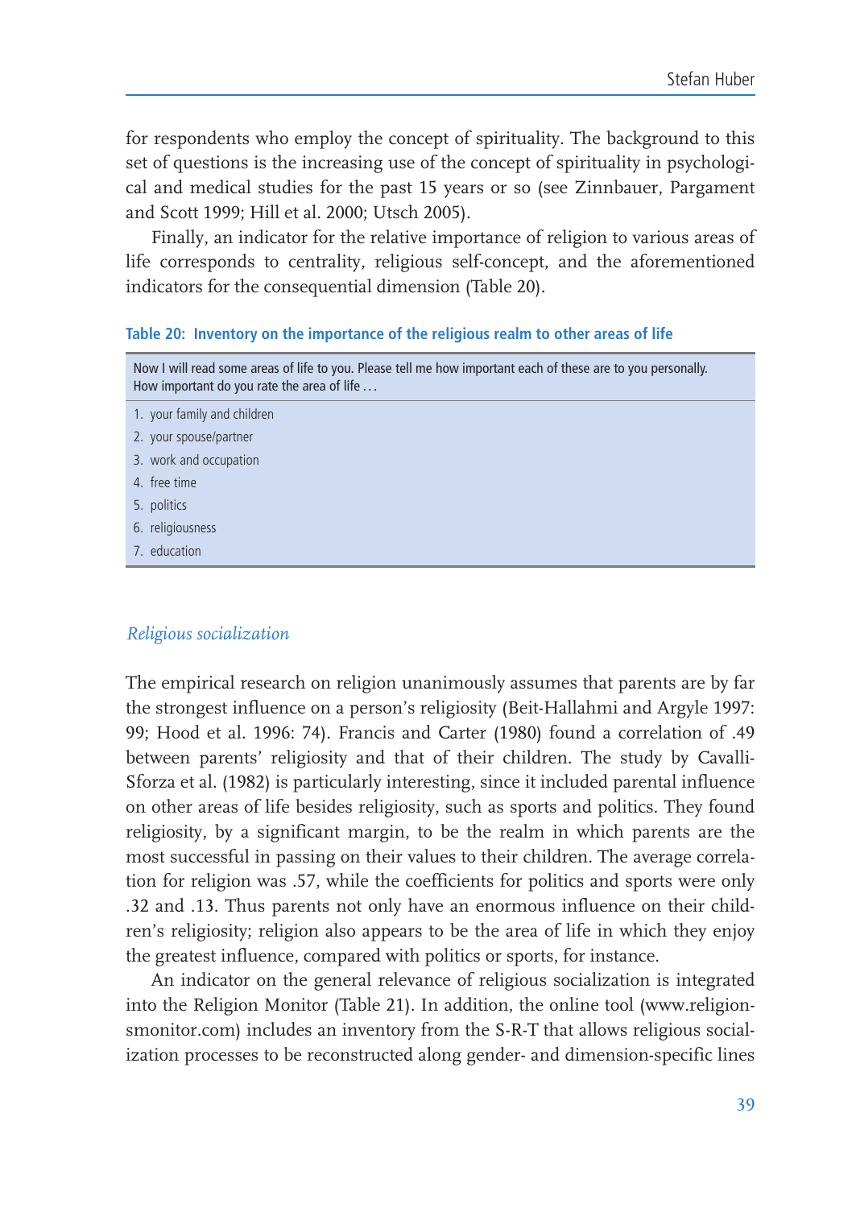for respondents who employ the concept of spirituality. The background to this set of questions is the increasing use of the concept of spirituality in psychological and medical studies for the past 15 years or so (see Zinnbauer, Pargament and Scott 1999; Hill et al. 2000; Utsch 2005).

Finally, an indicator for the relative importance of religion to various areas of life corresponds to centrality, religious self-concept, and the aforementioned indicators for the consequential dimension (Table 20).

**Table 20: Inventory on the importance of the religious realm to other areas of life**

| Now I will read some areas of life to you. Please tell me how important each of these are to you personally. How important do you rate the area of life ... |
|---|
| 1. your family and children |
| 2. your spouse/partner |
| 3. work and occupation |
| 4. free time |
| 5. politics |
| 6. religiousness |
| 7. education |

*Religious socialization*

The empirical research on religion unanimously assumes that parents are by far the strongest influence on a person's religiosity (Beit-Hallahmi and Argyle 1997: 99; Hood et al. 1996: 74). Francis and Carter (1980) found a correlation of .49 between parents' religiosity and that of their children. The study by Cavalli-Sforza et al. (1982) is particularly interesting, since it included parental influence on other areas of life besides religiosity, such as sports and politics. They found religiosity, by a significant margin, to be the realm in which parents are the most successful in passing on their values to their children. The average correlation for religion was .57, while the coefficients for politics and sports were only .32 and .13. Thus parents not only have an enormous influence on their children's religiosity; religion also appears to be the area of life in which they enjoy the greatest influence, compared with politics or sports, for instance.

An indicator on the general relevance of religious socialization is integrated into the Religion Monitor (Table 21). In addition, the online tool (www.religionsmonitor.com) includes an inventory from the S-R-T that allows religious socialization processes to be reconstructed along gender- and dimension-specific lines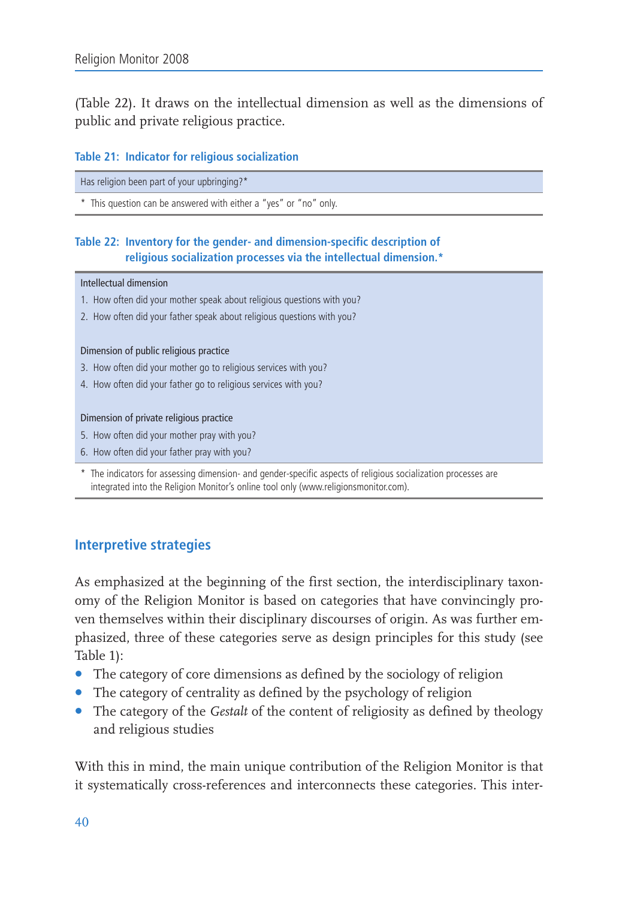(Table 22). It draws on the intellectual dimension as well as the dimensions of public and private religious practice.

**Table 21: Indicator for religious socialization**

| Has religion been part of your upbringing?* |
|---|
| * This question can be answered with either a "yes" or "no" only. |

**Table 22: Inventory for the gender- and dimension-specific description of religious socialization processes via the intellectual dimension.***

| Intellectual dimension |
|---|
| 1. How often did your mother speak about religious questions with you? |
| 2. How often did your father speak about religious questions with you? |
| Dimension of public religious practice |
| 3. How often did your mother go to religious services with you? |
| 4. How often did your father go to religious services with you? |
| Dimension of private religious practice |
| 5. How often did your mother pray with you? |
| 6. How often did your father pray with you? |

\* The indicators for assessing dimension- and gender-specific aspects of religious socialization processes are integrated into the Religion Monitor's online tool only (www.religionsmonitor.com).

## Interpretive strategies

As emphasized at the beginning of the first section, the interdisciplinary taxonomy of the Religion Monitor is based on categories that have convincingly proven themselves within their disciplinary discourses of origin. As was further emphasized, three of these categories serve as design principles for this study (see Table 1):

- The category of core dimensions as defined by the sociology of religion
- The category of centrality as defined by the psychology of religion
- The category of the *Gestalt* of the content of religiosity as defined by theology and religious studies

With this in mind, the main unique contribution of the Religion Monitor is that it systematically cross-references and interconnects these categories. This inter-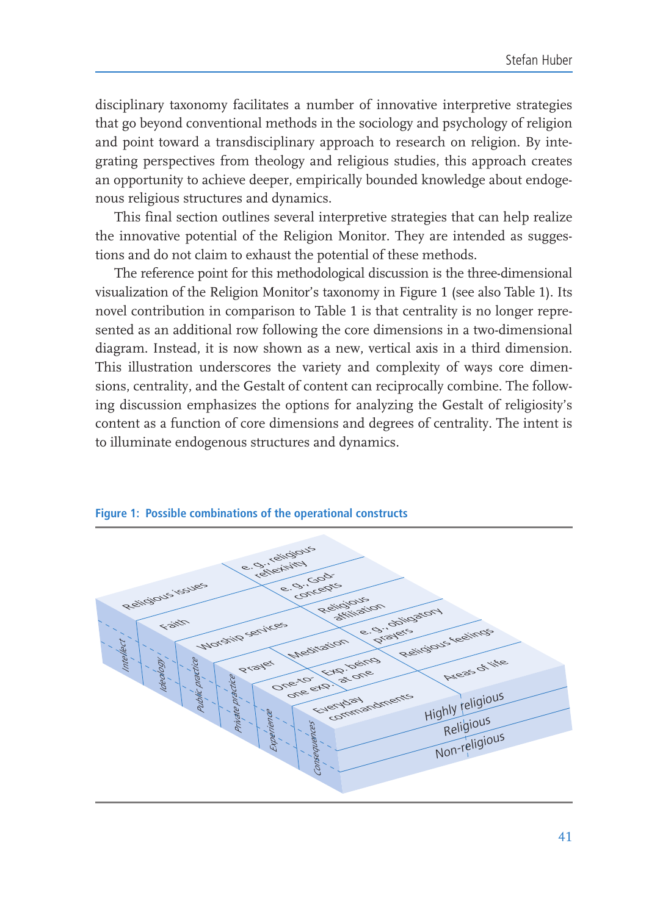disciplinary taxonomy facilitates a number of innovative interpretive strategies that go beyond conventional methods in the sociology and psychology of religion and point toward a transdisciplinary approach to research on religion. By integrating perspectives from theology and religious studies, this approach creates an opportunity to achieve deeper, empirically bounded knowledge about endogenous religious structures and dynamics.

This final section outlines several interpretive strategies that can help realize the innovative potential of the Religion Monitor. They are intended as suggestions and do not claim to exhaust the potential of these methods.

The reference point for this methodological discussion is the three-dimensional visualization of the Religion Monitor's taxonomy in Figure 1 (see also Table 1). Its novel contribution in comparison to Table 1 is that centrality is no longer represented as an additional row following the core dimensions in a two-dimensional diagram. Instead, it is now shown as a new, vertical axis in a third dimension. This illustration underscores the variety and complexity of ways core dimensions, centrality, and the Gestalt of content can reciprocally combine. The following discussion emphasizes the options for analyzing the Gestalt of religiosity's content as a function of core dimensions and degrees of centrality. The intent is to illuminate endogenous structures and dynamics.

**Figure 1: Possible combinations of the operational constructs**

| Core dimension | Content | | |
|---|---|---|---|
| Intellect | Religious issues | e.g., religious reflexivity | |
| Ideology | Faith | e.g., God-concepts | |
| Public practice | Worship services | Religious affiliation | |
| Private practice | Prayer | Meditation | e.g., obligatory prayers |
| Experience | One-to-one exp. | Exp. being at one | Religious feelings |
| Consequences | Everyday commandments | Areas of life | |

Centrality levels (vertical axis): Highly religious / Religious / Non-religious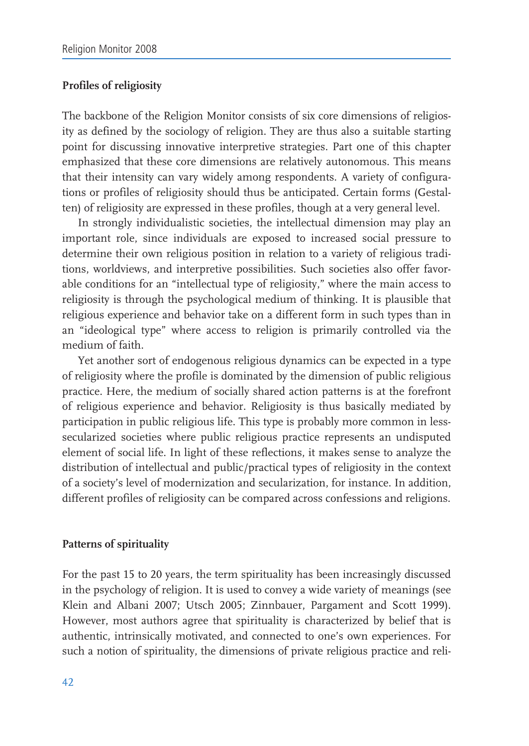### Profiles of religiosity

The backbone of the Religion Monitor consists of six core dimensions of religiosity as defined by the sociology of religion. They are thus also a suitable starting point for discussing innovative interpretive strategies. Part one of this chapter emphasized that these core dimensions are relatively autonomous. This means that their intensity can vary widely among respondents. A variety of configurations or profiles of religiosity should thus be anticipated. Certain forms (Gestalten) of religiosity are expressed in these profiles, though at a very general level.

In strongly individualistic societies, the intellectual dimension may play an important role, since individuals are exposed to increased social pressure to determine their own religious position in relation to a variety of religious traditions, worldviews, and interpretive possibilities. Such societies also offer favorable conditions for an "intellectual type of religiosity," where the main access to religiosity is through the psychological medium of thinking. It is plausible that religious experience and behavior take on a different form in such types than in an "ideological type" where access to religion is primarily controlled via the medium of faith.

Yet another sort of endogenous religious dynamics can be expected in a type of religiosity where the profile is dominated by the dimension of public religious practice. Here, the medium of socially shared action patterns is at the forefront of religious experience and behavior. Religiosity is thus basically mediated by participation in public religious life. This type is probably more common in less-secularized societies where public religious practice represents an undisputed element of social life. In light of these reflections, it makes sense to analyze the distribution of intellectual and public/practical types of religiosity in the context of a society's level of modernization and secularization, for instance. In addition, different profiles of religiosity can be compared across confessions and religions.

### Patterns of spirituality

For the past 15 to 20 years, the term spirituality has been increasingly discussed in the psychology of religion. It is used to convey a wide variety of meanings (see Klein and Albani 2007; Utsch 2005; Zinnbauer, Pargament and Scott 1999). However, most authors agree that spirituality is characterized by belief that is authentic, intrinsically motivated, and connected to one's own experiences. For such a notion of spirituality, the dimensions of private religious practice and reli-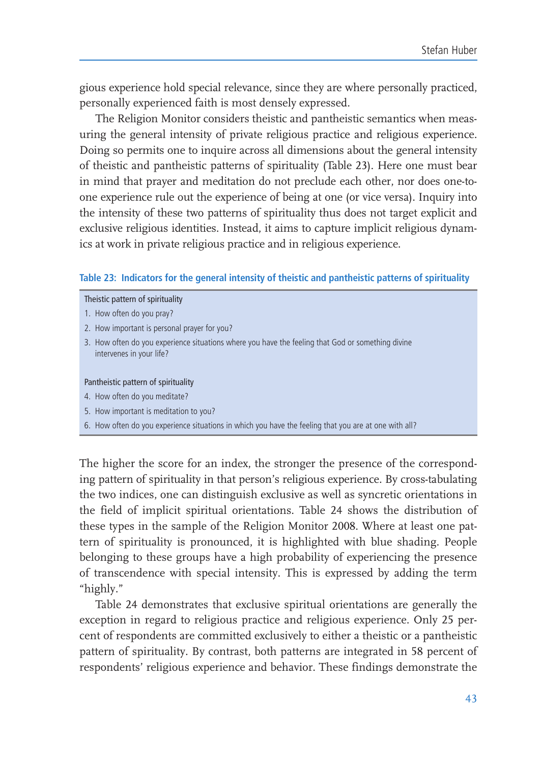gious experience hold special relevance, since they are where personally practiced, personally experienced faith is most densely expressed.

The Religion Monitor considers theistic and pantheistic semantics when measuring the general intensity of private religious practice and religious experience. Doing so permits one to inquire across all dimensions about the general intensity of theistic and pantheistic patterns of spirituality (Table 23). Here one must bear in mind that prayer and meditation do not preclude each other, nor does one-to-one experience rule out the experience of being at one (or vice versa). Inquiry into the intensity of these two patterns of spirituality thus does not target explicit and exclusive religious identities. Instead, it aims to capture implicit religious dynamics at work in private religious practice and in religious experience.

**Table 23: Indicators for the general intensity of theistic and pantheistic patterns of spirituality**

| Theistic pattern of spirituality |
|---|
| 1. How often do you pray? |
| 2. How important is personal prayer for you? |
| 3. How often do you experience situations where you have the feeling that God or something divine intervenes in your life? |
| **Pantheistic pattern of spirituality** |
| 4. How often do you meditate? |
| 5. How important is meditation to you? |
| 6. How often do you experience situations in which you have the feeling that you are at one with all? |

The higher the score for an index, the stronger the presence of the corresponding pattern of spirituality in that person's religious experience. By cross-tabulating the two indices, one can distinguish exclusive as well as syncretic orientations in the field of implicit spiritual orientations. Table 24 shows the distribution of these types in the sample of the Religion Monitor 2008. Where at least one pattern of spirituality is pronounced, it is highlighted with blue shading. People belonging to these groups have a high probability of experiencing the presence of transcendence with special intensity. This is expressed by adding the term "highly."

Table 24 demonstrates that exclusive spiritual orientations are generally the exception in regard to religious practice and religious experience. Only 25 percent of respondents are committed exclusively to either a theistic or a pantheistic pattern of spirituality. By contrast, both patterns are integrated in 58 percent of respondents' religious experience and behavior. These findings demonstrate the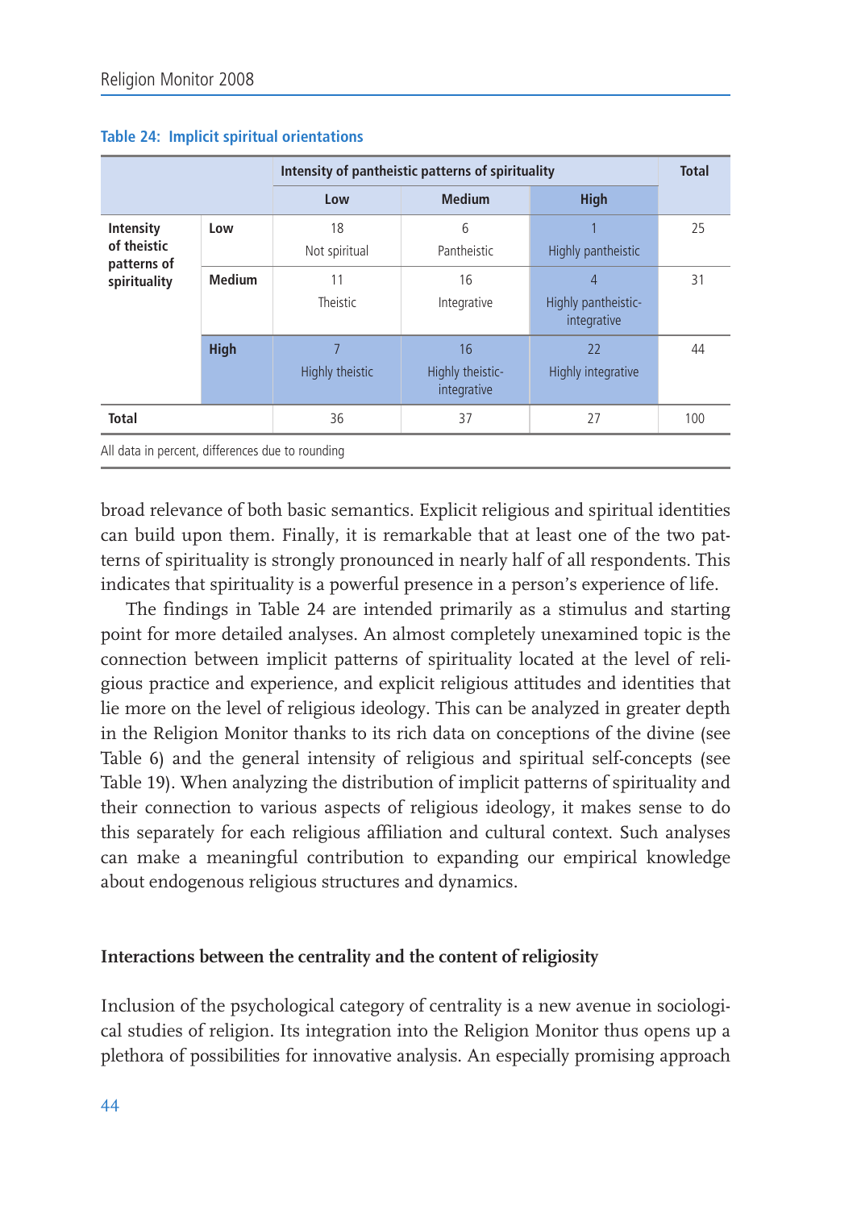**Table 24: Implicit spiritual orientations**

| | | Intensity of pantheistic patterns of spirituality | | | Total |
|---|---|---|---|---|---|
| | | Low | Medium | High | |
| Intensity of theistic patterns of spirituality | Low | 18 Not spiritual | 6 Pantheistic | 1 Highly pantheistic | 25 |
| | Medium | 11 Theistic | 16 Integrative | 4 Highly pantheistic-integrative | 31 |
| | High | 7 Highly theistic | 16 Highly theistic-integrative | 22 Highly integrative | 44 |
| Total | | 36 | 37 | 27 | 100 |

All data in percent, differences due to rounding

broad relevance of both basic semantics. Explicit religious and spiritual identities can build upon them. Finally, it is remarkable that at least one of the two patterns of spirituality is strongly pronounced in nearly half of all respondents. This indicates that spirituality is a powerful presence in a person's experience of life.

The findings in Table 24 are intended primarily as a stimulus and starting point for more detailed analyses. An almost completely unexamined topic is the connection between implicit patterns of spirituality located at the level of religious practice and experience, and explicit religious attitudes and identities that lie more on the level of religious ideology. This can be analyzed in greater depth in the Religion Monitor thanks to its rich data on conceptions of the divine (see Table 6) and the general intensity of religious and spiritual self-concepts (see Table 19). When analyzing the distribution of implicit patterns of spirituality and their connection to various aspects of religious ideology, it makes sense to do this separately for each religious affiliation and cultural context. Such analyses can make a meaningful contribution to expanding our empirical knowledge about endogenous religious structures and dynamics.

### Interactions between the centrality and the content of religiosity

Inclusion of the psychological category of centrality is a new avenue in sociological studies of religion. Its integration into the Religion Monitor thus opens up a plethora of possibilities for innovative analysis. An especially promising approach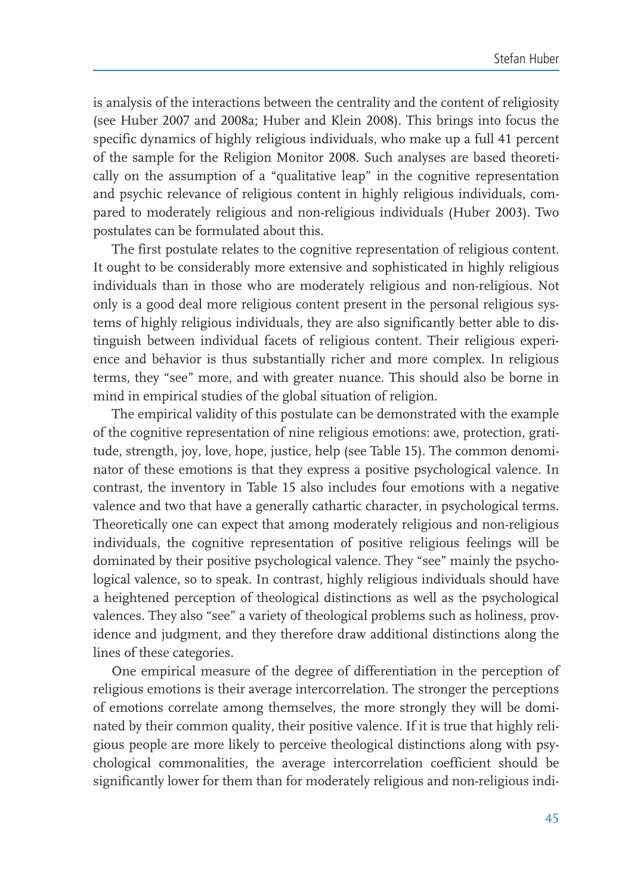is analysis of the interactions between the centrality and the content of religiosity (see Huber 2007 and 2008a; Huber and Klein 2008). This brings into focus the specific dynamics of highly religious individuals, who make up a full 41 percent of the sample for the Religion Monitor 2008. Such analyses are based theoretically on the assumption of a "qualitative leap" in the cognitive representation and psychic relevance of religious content in highly religious individuals, compared to moderately religious and non-religious individuals (Huber 2003). Two postulates can be formulated about this.

The first postulate relates to the cognitive representation of religious content. It ought to be considerably more extensive and sophisticated in highly religious individuals than in those who are moderately religious and non-religious. Not only is a good deal more religious content present in the personal religious systems of highly religious individuals, they are also significantly better able to distinguish between individual facets of religious content. Their religious experience and behavior is thus substantially richer and more complex. In religious terms, they "see" more, and with greater nuance. This should also be borne in mind in empirical studies of the global situation of religion.

The empirical validity of this postulate can be demonstrated with the example of the cognitive representation of nine religious emotions: awe, protection, gratitude, strength, joy, love, hope, justice, help (see Table 15). The common denominator of these emotions is that they express a positive psychological valence. In contrast, the inventory in Table 15 also includes four emotions with a negative valence and two that have a generally cathartic character, in psychological terms. Theoretically one can expect that among moderately religious and non-religious individuals, the cognitive representation of positive religious feelings will be dominated by their positive psychological valence. They "see" mainly the psychological valence, so to speak. In contrast, highly religious individuals should have a heightened perception of theological distinctions as well as the psychological valences. They also "see" a variety of theological problems such as holiness, providence and judgment, and they therefore draw additional distinctions along the lines of these categories.

One empirical measure of the degree of differentiation in the perception of religious emotions is their average intercorrelation. The stronger the perceptions of emotions correlate among themselves, the more strongly they will be dominated by their common quality, their positive valence. If it is true that highly religious people are more likely to perceive theological distinctions along with psychological commonalities, the average intercorrelation coefficient should be significantly lower for them than for moderately religious and non-religious indi-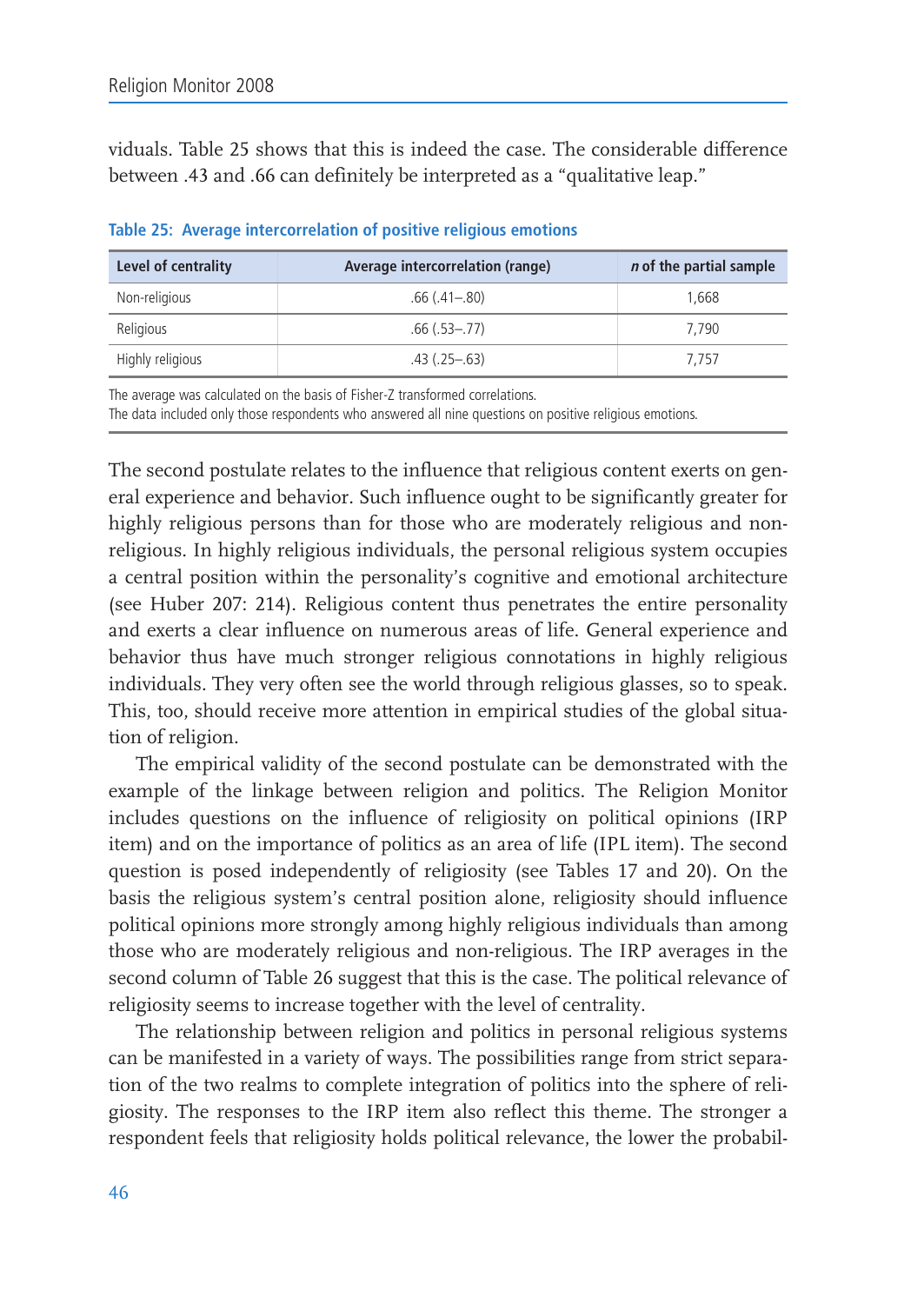viduals. Table 25 shows that this is indeed the case. The considerable difference between .43 and .66 can definitely be interpreted as a "qualitative leap."

**Table 25: Average intercorrelation of positive religious emotions**

| Level of centrality | Average intercorrelation (range) | *n* of the partial sample |
|---|---|---|
| Non-religious | .66 (.41–.80) | 1,668 |
| Religious | .66 (.53–.77) | 7,790 |
| Highly religious | .43 (.25–.63) | 7,757 |

The average was calculated on the basis of Fisher-Z transformed correlations.
The data included only those respondents who answered all nine questions on positive religious emotions.

The second postulate relates to the influence that religious content exerts on general experience and behavior. Such influence ought to be significantly greater for highly religious persons than for those who are moderately religious and non-religious. In highly religious individuals, the personal religious system occupies a central position within the personality's cognitive and emotional architecture (see Huber 207: 214). Religious content thus penetrates the entire personality and exerts a clear influence on numerous areas of life. General experience and behavior thus have much stronger religious connotations in highly religious individuals. They very often see the world through religious glasses, so to speak. This, too, should receive more attention in empirical studies of the global situation of religion.

The empirical validity of the second postulate can be demonstrated with the example of the linkage between religion and politics. The Religion Monitor includes questions on the influence of religiosity on political opinions (IRP item) and on the importance of politics as an area of life (IPL item). The second question is posed independently of religiosity (see Tables 17 and 20). On the basis the religious system's central position alone, religiosity should influence political opinions more strongly among highly religious individuals than among those who are moderately religious and non-religious. The IRP averages in the second column of Table 26 suggest that this is the case. The political relevance of religiosity seems to increase together with the level of centrality.

The relationship between religion and politics in personal religious systems can be manifested in a variety of ways. The possibilities range from strict separation of the two realms to complete integration of politics into the sphere of religiosity. The responses to the IRP item also reflect this theme. The stronger a respondent feels that religiosity holds political relevance, the lower the probabil-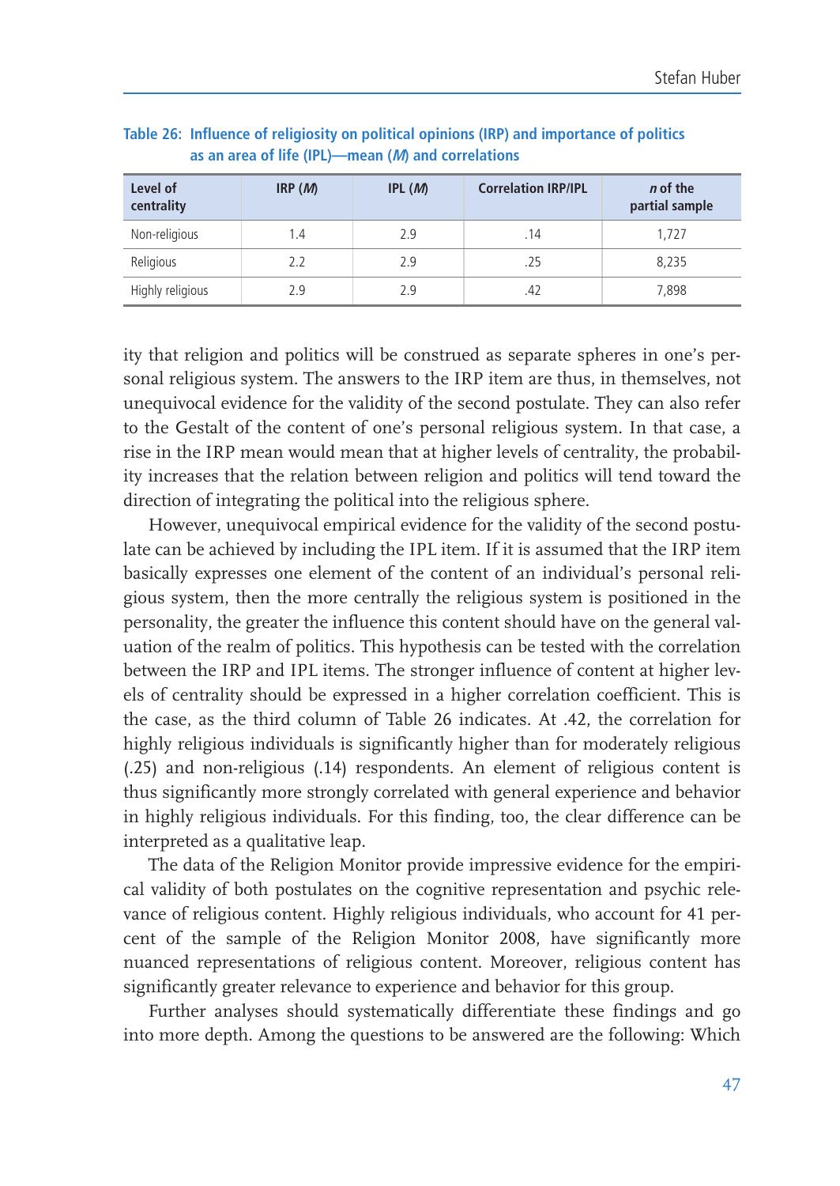**Table 26: Influence of religiosity on political opinions (IRP) and importance of politics as an area of life (IPL)—mean (*M*) and correlations**

| Level of centrality | IRP (*M*) | IPL (*M*) | Correlation IRP/IPL | *n* of the partial sample |
|---|---|---|---|---|
| Non-religious | 1.4 | 2.9 | .14 | 1,727 |
| Religious | 2.2 | 2.9 | .25 | 8,235 |
| Highly religious | 2.9 | 2.9 | .42 | 7,898 |

ity that religion and politics will be construed as separate spheres in one's personal religious system. The answers to the IRP item are thus, in themselves, not unequivocal evidence for the validity of the second postulate. They can also refer to the Gestalt of the content of one's personal religious system. In that case, a rise in the IRP mean would mean that at higher levels of centrality, the probability increases that the relation between religion and politics will tend toward the direction of integrating the political into the religious sphere.

However, unequivocal empirical evidence for the validity of the second postulate can be achieved by including the IPL item. If it is assumed that the IRP item basically expresses one element of the content of an individual's personal religious system, then the more centrally the religious system is positioned in the personality, the greater the influence this content should have on the general valuation of the realm of politics. This hypothesis can be tested with the correlation between the IRP and IPL items. The stronger influence of content at higher levels of centrality should be expressed in a higher correlation coefficient. This is the case, as the third column of Table 26 indicates. At .42, the correlation for highly religious individuals is significantly higher than for moderately religious (.25) and non-religious (.14) respondents. An element of religious content is thus significantly more strongly correlated with general experience and behavior in highly religious individuals. For this finding, too, the clear difference can be interpreted as a qualitative leap.

The data of the Religion Monitor provide impressive evidence for the empirical validity of both postulates on the cognitive representation and psychic relevance of religious content. Highly religious individuals, who account for 41 percent of the sample of the Religion Monitor 2008, have significantly more nuanced representations of religious content. Moreover, religious content has significantly greater relevance to experience and behavior for this group.

Further analyses should systematically differentiate these findings and go into more depth. Among the questions to be answered are the following: Which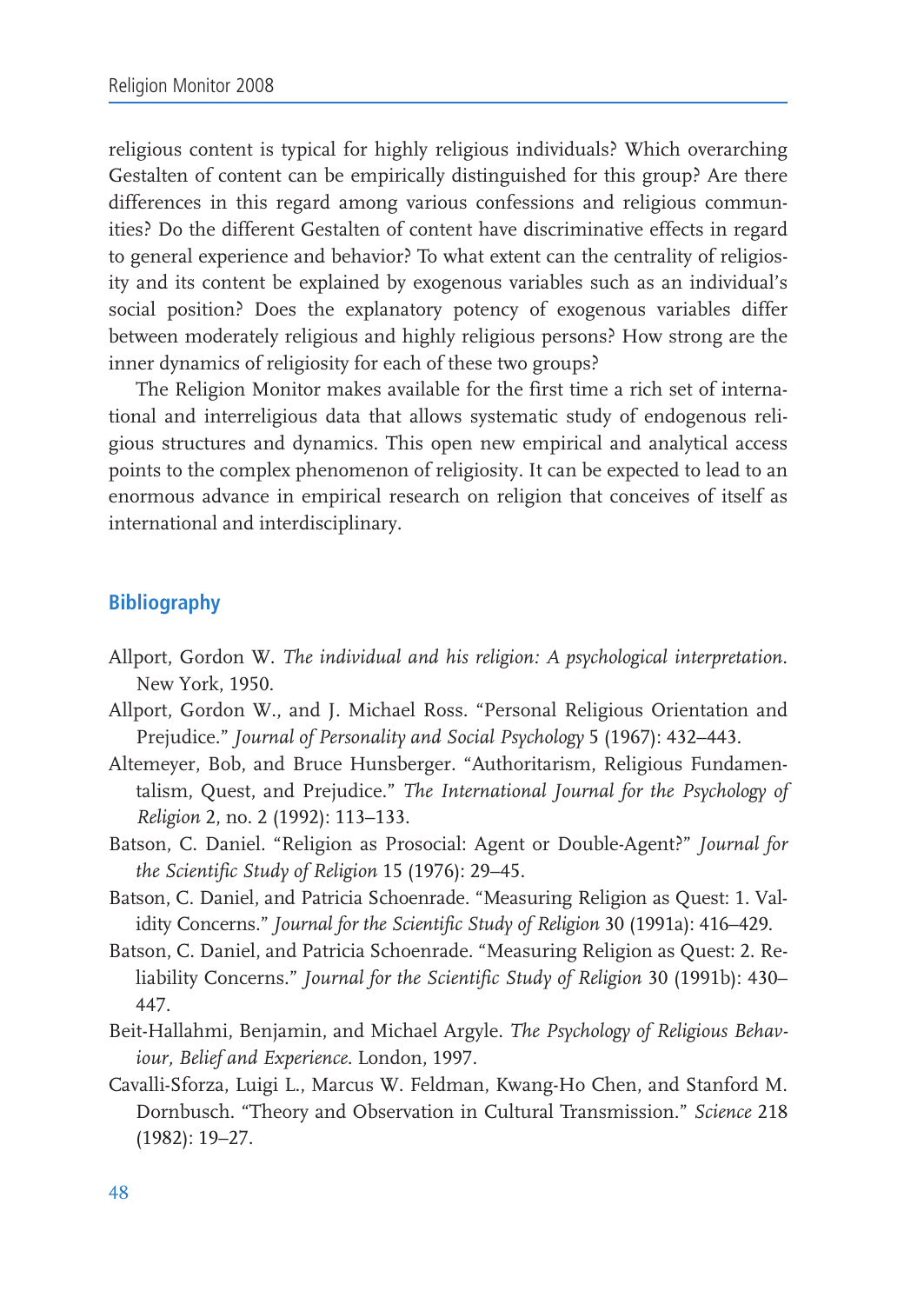religious content is typical for highly religious individuals? Which overarching Gestalten of content can be empirically distinguished for this group? Are there differences in this regard among various confessions and religious communities? Do the different Gestalten of content have discriminative effects in regard to general experience and behavior? To what extent can the centrality of religiosity and its content be explained by exogenous variables such as an individual's social position? Does the explanatory potency of exogenous variables differ between moderately religious and highly religious persons? How strong are the inner dynamics of religiosity for each of these two groups?

The Religion Monitor makes available for the first time a rich set of international and interreligious data that allows systematic study of endogenous religious structures and dynamics. This open new empirical and analytical access points to the complex phenomenon of religiosity. It can be expected to lead to an enormous advance in empirical research on religion that conceives of itself as international and interdisciplinary.

## Bibliography

Allport, Gordon W. *The individual and his religion: A psychological interpretation*. New York, 1950.

Allport, Gordon W., and J. Michael Ross. "Personal Religious Orientation and Prejudice." *Journal of Personality and Social Psychology* 5 (1967): 432–443.

Altemeyer, Bob, and Bruce Hunsberger. "Authoritarism, Religious Fundamentalism, Quest, and Prejudice." *The International Journal for the Psychology of Religion* 2, no. 2 (1992): 113–133.

Batson, C. Daniel. "Religion as Prosocial: Agent or Double-Agent?" *Journal for the Scientific Study of Religion* 15 (1976): 29–45.

Batson, C. Daniel, and Patricia Schoenrade. "Measuring Religion as Quest: 1. Validity Concerns." *Journal for the Scientific Study of Religion* 30 (1991a): 416–429.

Batson, C. Daniel, and Patricia Schoenrade. "Measuring Religion as Quest: 2. Reliability Concerns." *Journal for the Scientific Study of Religion* 30 (1991b): 430–447.

Beit-Hallahmi, Benjamin, and Michael Argyle. *The Psychology of Religious Behaviour, Belief and Experience*. London, 1997.

Cavalli-Sforza, Luigi L., Marcus W. Feldman, Kwang-Ho Chen, and Stanford M. Dornbusch. "Theory and Observation in Cultural Transmission." *Science* 218 (1982): 19–27.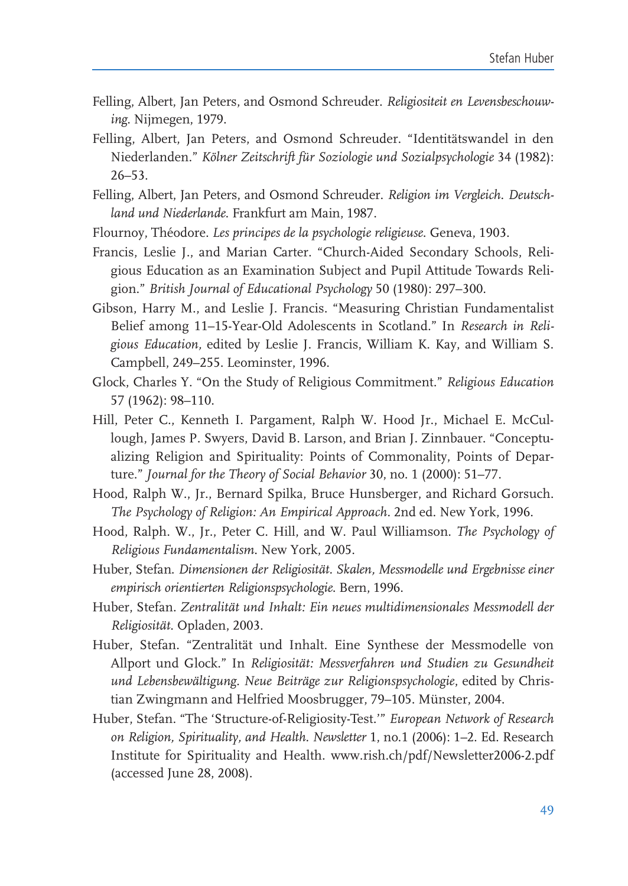Felling, Albert, Jan Peters, and Osmond Schreuder. *Religiositeit en Levensbeschouwing*. Nijmegen, 1979.

Felling, Albert, Jan Peters, and Osmond Schreuder. "Identitätswandel in den Niederlanden." *Kölner Zeitschrift für Soziologie und Sozialpsychologie* 34 (1982): 26–53.

Felling, Albert, Jan Peters, and Osmond Schreuder. *Religion im Vergleich. Deutschland und Niederlande*. Frankfurt am Main, 1987.

Flournoy, Théodore. *Les principes de la psychologie religieuse*. Geneva, 1903.

Francis, Leslie J., and Marian Carter. "Church-Aided Secondary Schools, Religious Education as an Examination Subject and Pupil Attitude Towards Religion." *British Journal of Educational Psychology* 50 (1980): 297–300.

Gibson, Harry M., and Leslie J. Francis. "Measuring Christian Fundamentalist Belief among 11–15-Year-Old Adolescents in Scotland." In *Research in Religious Education*, edited by Leslie J. Francis, William K. Kay, and William S. Campbell, 249–255. Leominster, 1996.

Glock, Charles Y. "On the Study of Religious Commitment." *Religious Education* 57 (1962): 98–110.

Hill, Peter C., Kenneth I. Pargament, Ralph W. Hood Jr., Michael E. McCullough, James P. Swyers, David B. Larson, and Brian J. Zinnbauer. "Conceptualizing Religion and Spirituality: Points of Commonality, Points of Departure." *Journal for the Theory of Social Behavior* 30, no. 1 (2000): 51–77.

Hood, Ralph W., Jr., Bernard Spilka, Bruce Hunsberger, and Richard Gorsuch. *The Psychology of Religion: An Empirical Approach*. 2nd ed. New York, 1996.

Hood, Ralph. W., Jr., Peter C. Hill, and W. Paul Williamson. *The Psychology of Religious Fundamentalism*. New York, 2005.

Huber, Stefan. *Dimensionen der Religiosität. Skalen, Messmodelle und Ergebnisse einer empirisch orientierten Religionspsychologie*. Bern, 1996.

Huber, Stefan. *Zentralität und Inhalt: Ein neues multidimensionales Messmodell der Religiosität*. Opladen, 2003.

Huber, Stefan. "Zentralität und Inhalt. Eine Synthese der Messmodelle von Allport und Glock." In *Religiosität: Messverfahren und Studien zu Gesundheit und Lebensbewältigung. Neue Beiträge zur Religionspsychologie*, edited by Christian Zwingmann and Helfried Moosbrugger, 79–105. Münster, 2004.

Huber, Stefan. "The 'Structure-of-Religiosity-Test.'" *European Network of Research on Religion, Spirituality, and Health. Newsletter* 1, no.1 (2006): 1–2. Ed. Research Institute for Spirituality and Health. www.rish.ch/pdf/Newsletter2006-2.pdf (accessed June 28, 2008).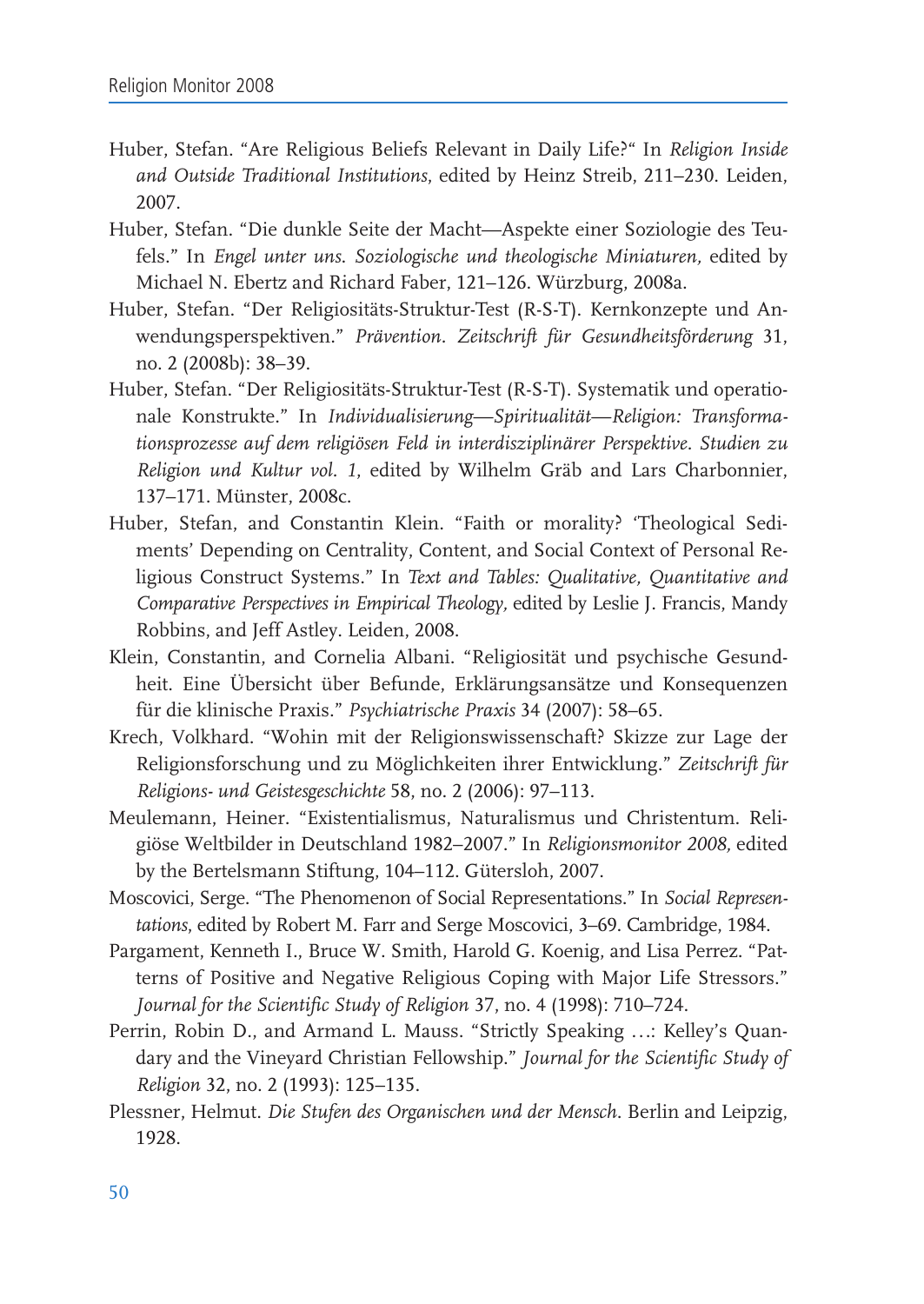Huber, Stefan. “Are Religious Beliefs Relevant in Daily Life?“ In *Religion Inside and Outside Traditional Institutions*, edited by Heinz Streib, 211–230. Leiden, 2007.

Huber, Stefan. “Die dunkle Seite der Macht—Aspekte einer Soziologie des Teufels.” In *Engel unter uns. Soziologische und theologische Miniaturen,* edited by Michael N. Ebertz and Richard Faber, 121–126. Würzburg, 2008a.

Huber, Stefan. “Der Religiositäts-Struktur-Test (R-S-T). Kernkonzepte und Anwendungsperspektiven.” *Prävention. Zeitschrift für Gesundheitsförderung* 31, no. 2 (2008b): 38–39.

Huber, Stefan. “Der Religiositäts-Struktur-Test (R-S-T). Systematik und operationale Konstrukte.” In *Individualisierung—Spiritualität—Religion: Transformationsprozesse auf dem religiösen Feld in interdisziplinärer Perspektive. Studien zu Religion und Kultur vol. 1*, edited by Wilhelm Gräb and Lars Charbonnier, 137–171. Münster, 2008c.

Huber, Stefan, and Constantin Klein. “Faith or morality? ‘Theological Sediments’ Depending on Centrality, Content, and Social Context of Personal Religious Construct Systems.” In *Text and Tables: Qualitative, Quantitative and Comparative Perspectives in Empirical Theology,* edited by Leslie J. Francis, Mandy Robbins, and Jeff Astley. Leiden, 2008.

Klein, Constantin, and Cornelia Albani. “Religiosität und psychische Gesundheit. Eine Übersicht über Befunde, Erklärungsansätze und Konsequenzen für die klinische Praxis.” *Psychiatrische Praxis* 34 (2007): 58–65.

Krech, Volkhard. “Wohin mit der Religionswissenschaft? Skizze zur Lage der Religionsforschung und zu Möglichkeiten ihrer Entwicklung.” *Zeitschrift für Religions- und Geistesgeschichte* 58, no. 2 (2006): 97–113.

Meulemann, Heiner. “Existentialismus, Naturalismus und Christentum. Religiöse Weltbilder in Deutschland 1982–2007.” In *Religionsmonitor 2008,* edited by the Bertelsmann Stiftung, 104–112. Gütersloh, 2007.

Moscovici, Serge. “The Phenomenon of Social Representations.” In *Social Representations*, edited by Robert M. Farr and Serge Moscovici, 3–69. Cambridge, 1984.

Pargament, Kenneth I., Bruce W. Smith, Harold G. Koenig, and Lisa Perrez. “Patterns of Positive and Negative Religious Coping with Major Life Stressors.” *Journal for the Scientific Study of Religion* 37, no. 4 (1998): 710–724.

Perrin, Robin D., and Armand L. Mauss. “Strictly Speaking …: Kelley’s Quandary and the Vineyard Christian Fellowship.” *Journal for the Scientific Study of Religion* 32, no. 2 (1993): 125–135.

Plessner, Helmut. *Die Stufen des Organischen und der Mensch*. Berlin and Leipzig, 1928.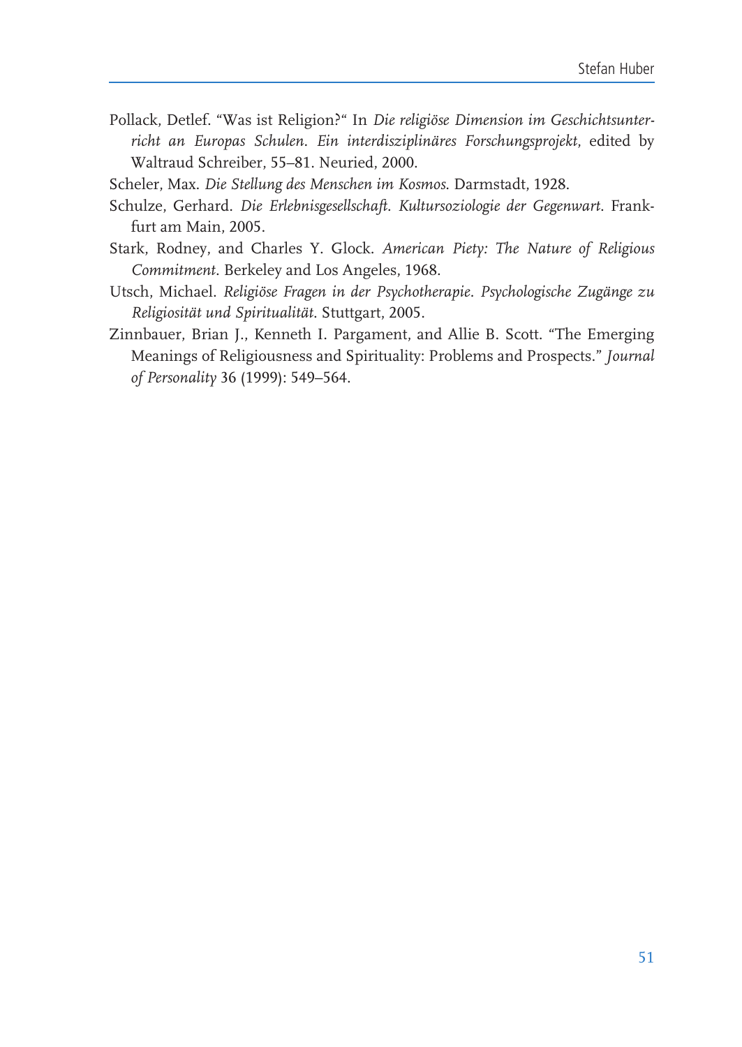Pollack, Detlef. “Was ist Religion?“ In *Die religiöse Dimension im Geschichtsunterricht an Europas Schulen. Ein interdisziplinäres Forschungsprojekt*, edited by Waltraud Schreiber, 55–81. Neuried, 2000.

Scheler, Max. *Die Stellung des Menschen im Kosmos*. Darmstadt, 1928.

Schulze, Gerhard. *Die Erlebnisgesellschaft. Kultursoziologie der Gegenwart*. Frankfurt am Main, 2005.

Stark, Rodney, and Charles Y. Glock. *American Piety: The Nature of Religious Commitment*. Berkeley and Los Angeles, 1968.

Utsch, Michael. *Religiöse Fragen in der Psychotherapie. Psychologische Zugänge zu Religiosität und Spiritualität*. Stuttgart, 2005.

Zinnbauer, Brian J., Kenneth I. Pargament, and Allie B. Scott. “The Emerging Meanings of Religiousness and Spirituality: Problems and Prospects.” *Journal of Personality* 36 (1999): 549–564.